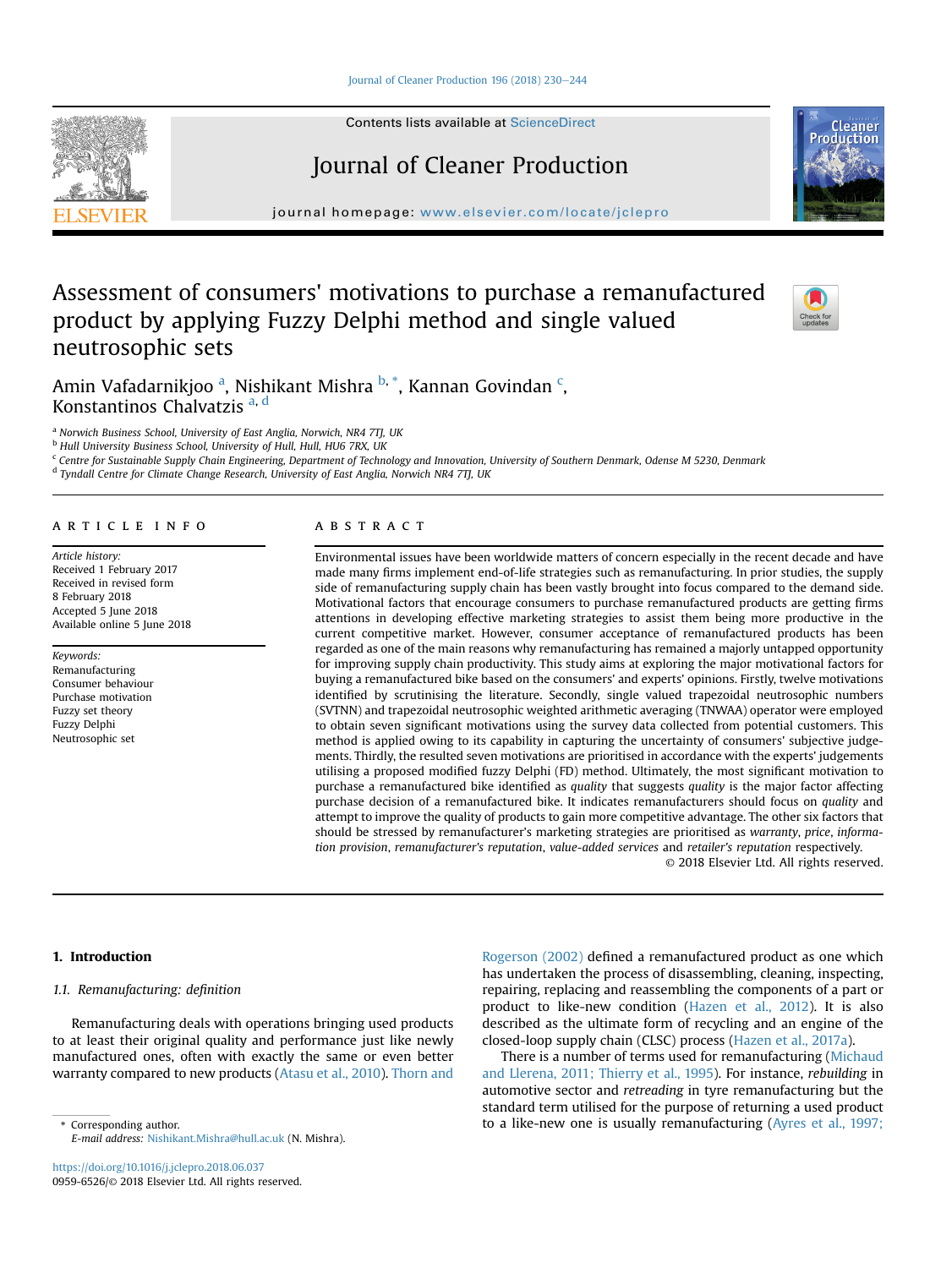# Assessment of consumers' motivations to purchase a remanufactured product by applying Fuzzy Delphi method and single valued neutrosophic sets

Amin Vafadarnikjoo [a], Nishikant Mishra [b,*], Kannan Govindan [c], Konstantinos Chalvatzis [a,d]

[a] Norwich Business School, University of East Anglia, Norwich, NR4 7TJ, UK

[b] Hull University Business School, University of Hull, Hull, HU6 7RX, UK

[c] Centre for Sustainable Supply Chain Engineering, Department of Technology and Innovation, University of Southern Denmark, Odense M 5230, Denmark

[d] Tyndall Centre for Climate Change Research, University of East Anglia, Norwich NR4 7TJ, UK

## ARTICLE INFO

*Article history:*
Received 1 February 2017
Received in revised form
8 February 2018
Accepted 5 June 2018
Available online 5 June 2018

*Keywords:*
Remanufacturing
Consumer behaviour
Purchase motivation
Fuzzy set theory
Fuzzy Delphi
Neutrosophic set

## ABSTRACT

Environmental issues have been worldwide matters of concern especially in the recent decade and have made many firms implement end-of-life strategies such as remanufacturing. In prior studies, the supply side of remanufacturing supply chain has been vastly brought into focus compared to the demand side. Motivational factors that encourage consumers to purchase remanufactured products are getting firms attentions in developing effective marketing strategies to assist them being more productive in the current competitive market. However, consumer acceptance of remanufactured products has been regarded as one of the main reasons why remanufacturing has remained a majorly untapped opportunity for improving supply chain productivity. This study aims at exploring the major motivational factors for buying a remanufactured bike based on the consumers' and experts' opinions. Firstly, twelve motivations identified by scrutinising the literature. Secondly, single valued trapezoidal neutrosophic numbers (SVTNN) and trapezoidal neutrosophic weighted arithmetic averaging (TNWAA) operator were employed to obtain seven significant motivations using the survey data collected from potential customers. This method is applied owing to its capability in capturing the uncertainty of consumers' subjective judgements. Thirdly, the resulted seven motivations are prioritised in accordance with the experts' judgements utilising a proposed modified fuzzy Delphi (FD) method. Ultimately, the most significant motivation to purchase a remanufactured bike identified as *quality* that suggests *quality* is the major factor affecting purchase decision of a remanufactured bike. It indicates remanufacturers should focus on *quality* and attempt to improve the quality of products to gain more competitive advantage. The other six factors that should be stressed by remanufacturer's marketing strategies are prioritised as *warranty*, *price*, *information provision*, *remanufacturer's reputation*, *value-added services* and *retailer's reputation* respectively.

© 2018 Elsevier Ltd. All rights reserved.

## 1. Introduction

### 1.1. Remanufacturing: definition

Remanufacturing deals with operations bringing used products to at least their original quality and performance just like newly manufactured ones, often with exactly the same or even better warranty compared to new products (Atasu et al., 2010). Thorn and Rogerson (2002) defined a remanufactured product as one which has undertaken the process of disassembling, cleaning, inspecting, repairing, replacing and reassembling the components of a part or product to like-new condition (Hazen et al., 2012). It is also described as the ultimate form of recycling and an engine of the closed-loop supply chain (CLSC) process (Hazen et al., 2017a).

There is a number of terms used for remanufacturing (Michaud and Llerena, 2011; Thierry et al., 1995). For instance, *rebuilding* in automotive sector and *retreading* in tyre remanufacturing but the standard term utilised for the purpose of returning a used product to a like-new one is usually remanufacturing (Ayres et al., 1997;

\* Corresponding author.
*E-mail address:* Nishikant.Mishra@hull.ac.uk (N. Mishra).

https://doi.org/10.1016/j.jclepro.2018.06.037
0959-6526/© 2018 Elsevier Ltd. All rights reserved.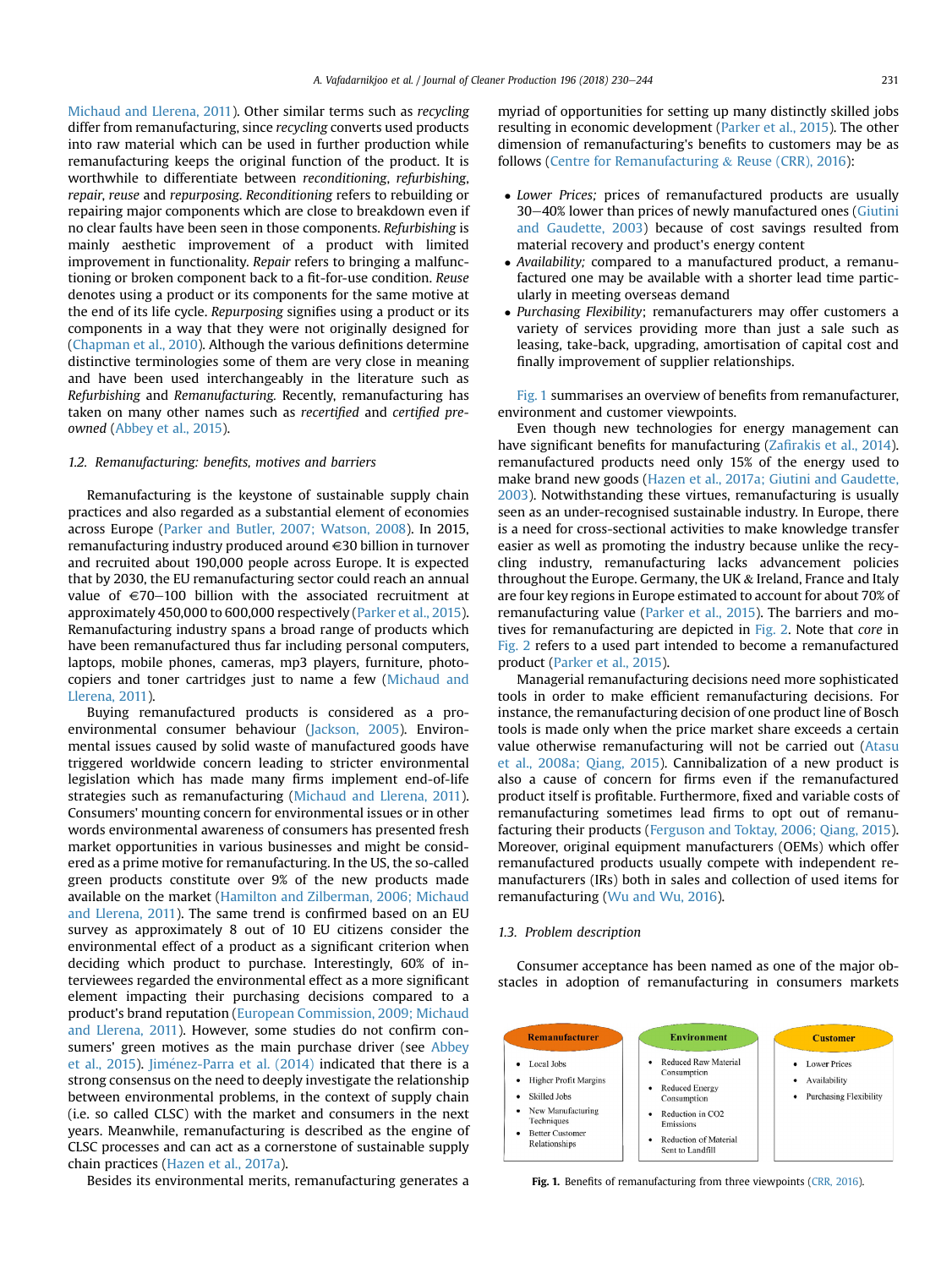Michaud and Llerena, 2011). Other similar terms such as *recycling* differ from remanufacturing, since *recycling* converts used products into raw material which can be used in further production while remanufacturing keeps the original function of the product. It is worthwhile to differentiate between *reconditioning*, *refurbishing*, *repair*, *reuse* and *repurposing*. *Reconditioning* refers to rebuilding or repairing major components which are close to breakdown even if no clear faults have been seen in those components. *Refurbishing* is mainly aesthetic improvement of a product with limited improvement in functionality. *Repair* refers to bringing a malfunctioning or broken component back to a fit-for-use condition. *Reuse* denotes using a product or its components for the same motive at the end of its life cycle. *Repurposing* signifies using a product or its components in a way that they were not originally designed for (Chapman et al., 2010). Although the various definitions determine distinctive terminologies some of them are very close in meaning and have been used interchangeably in the literature such as *Refurbishing* and *Remanufacturing*. Recently, remanufacturing has taken on many other names such as *recertified* and *certified pre-owned* (Abbey et al., 2015).

### 1.2. Remanufacturing: benefits, motives and barriers

Remanufacturing is the keystone of sustainable supply chain practices and also regarded as a substantial element of economies across Europe (Parker and Butler, 2007; Watson, 2008). In 2015, remanufacturing industry produced around €30 billion in turnover and recruited about 190,000 people across Europe. It is expected that by 2030, the EU remanufacturing sector could reach an annual value of €70–100 billion with the associated recruitment at approximately 450,000 to 600,000 respectively (Parker et al., 2015). Remanufacturing industry spans a broad range of products which have been remanufactured thus far including personal computers, laptops, mobile phones, cameras, mp3 players, furniture, photocopiers and toner cartridges just to name a few (Michaud and Llerena, 2011).

Buying remanufactured products is considered as a pro-environmental consumer behaviour (Jackson, 2005). Environmental issues caused by solid waste of manufactured goods have triggered worldwide concern leading to stricter environmental legislation which has made many firms implement end-of-life strategies such as remanufacturing (Michaud and Llerena, 2011). Consumers' mounting concern for environmental issues or in other words environmental awareness of consumers has presented fresh market opportunities in various businesses and might be considered as a prime motive for remanufacturing. In the US, the so-called green products constitute over 9% of the new products made available on the market (Hamilton and Zilberman, 2006; Michaud and Llerena, 2011). The same trend is confirmed based on an EU survey as approximately 8 out of 10 EU citizens consider the environmental effect of a product as a significant criterion when deciding which product to purchase. Interestingly, 60% of interviewees regarded the environmental effect as a more significant element impacting their purchasing decisions compared to a product's brand reputation (European Commission, 2009; Michaud and Llerena, 2011). However, some studies do not confirm consumers' green motives as the main purchase driver (see Abbey et al., 2015). Jiménez-Parra et al. (2014) indicated that there is a strong consensus on the need to deeply investigate the relationship between environmental problems, in the context of supply chain (i.e. so called CLSC) with the market and consumers in the next years. Meanwhile, remanufacturing is described as the engine of CLSC processes and can act as a cornerstone of sustainable supply chain practices (Hazen et al., 2017a).

Besides its environmental merits, remanufacturing generates a myriad of opportunities for setting up many distinctly skilled jobs resulting in economic development (Parker et al., 2015). The other dimension of remanufacturing's benefits to customers may be as follows (Centre for Remanufacturing & Reuse (CRR), 2016):

- *Lower Prices;* prices of remanufactured products are usually 30–40% lower than prices of newly manufactured ones (Giutini and Gaudette, 2003) because of cost savings resulted from material recovery and product's energy content
- *Availability;* compared to a manufactured product, a remanufactured one may be available with a shorter lead time particularly in meeting overseas demand
- *Purchasing Flexibility*; remanufacturers may offer customers a variety of services providing more than just a sale such as leasing, take-back, upgrading, amortisation of capital cost and finally improvement of supplier relationships.

Fig. 1 summarises an overview of benefits from remanufacturer, environment and customer viewpoints.

Even though new technologies for energy management can have significant benefits for manufacturing (Zafirakis et al., 2014). remanufactured products need only 15% of the energy used to make brand new goods (Hazen et al., 2017a; Giutini and Gaudette, 2003). Notwithstanding these virtues, remanufacturing is usually seen as an under-recognised sustainable industry. In Europe, there is a need for cross-sectional activities to make knowledge transfer easier as well as promoting the industry because unlike the recycling industry, remanufacturing lacks advancement policies throughout the Europe. Germany, the UK & Ireland, France and Italy are four key regions in Europe estimated to account for about 70% of remanufacturing value (Parker et al., 2015). The barriers and motives for remanufacturing are depicted in Fig. 2. Note that *core* in Fig. 2 refers to a used part intended to become a remanufactured product (Parker et al., 2015).

Managerial remanufacturing decisions need more sophisticated tools in order to make efficient remanufacturing decisions. For instance, the remanufacturing decision of one product line of Bosch tools is made only when the price market share exceeds a certain value otherwise remanufacturing will not be carried out (Atasu et al., 2008a; Qiang, 2015). Cannibalization of a new product is also a cause of concern for firms even if the remanufactured product itself is profitable. Furthermore, fixed and variable costs of remanufacturing sometimes lead firms to opt out of remanufacturing their products (Ferguson and Toktay, 2006; Qiang, 2015). Moreover, original equipment manufacturers (OEMs) which offer remanufactured products usually compete with independent remanufacturers (IRs) both in sales and collection of used items for remanufacturing (Wu and Wu, 2016).

### 1.3. Problem description

Consumer acceptance has been named as one of the major obstacles in adoption of remanufacturing in consumers markets

| Remanufacturer | Environment | Customer |
|---|---|---|
| • Local Jobs<br>• Higher Profit Margins<br>• Skilled Jobs<br>• New Manufacturing Techniques<br>• Better Customer Relationships | • Reduced Raw Material Consumption<br>• Reduced Energy Consumption<br>• Reduction in CO2 Emissions<br>• Reduction of Material Sent to Landfill | • Lower Prices<br>• Availability<br>• Purchasing Flexibility |

**Fig. 1.** Benefits of remanufacturing from three viewpoints (CRR, 2016).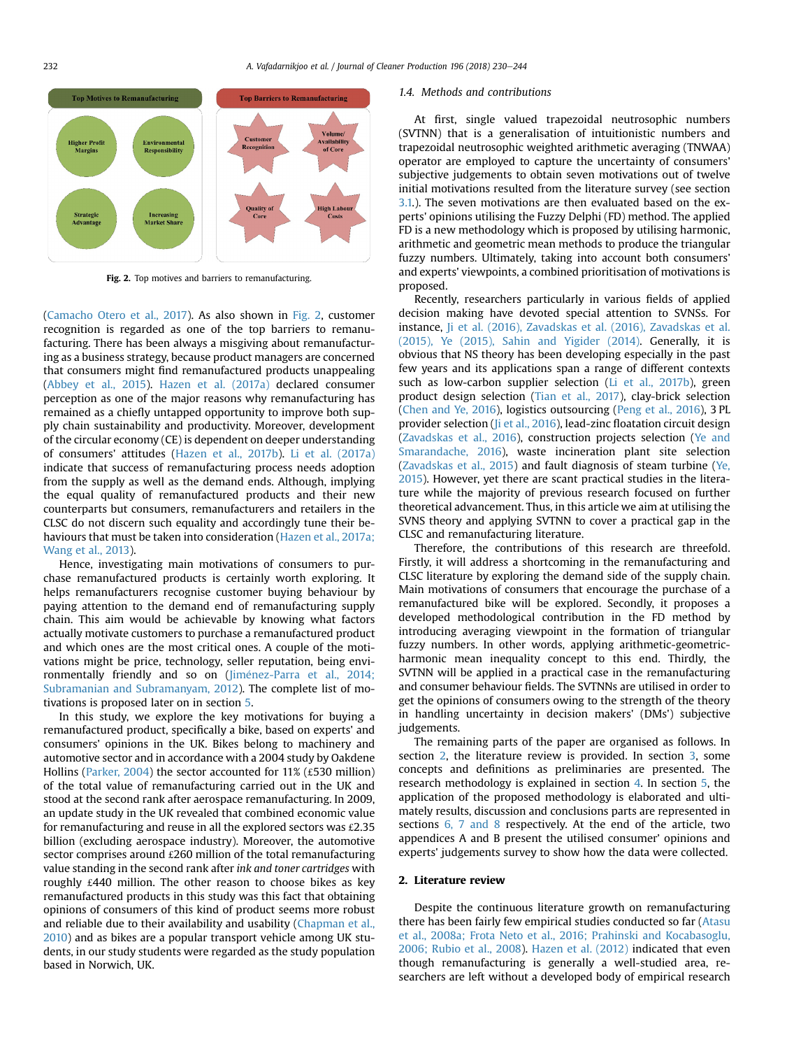Top Motives to Remanufacturing

Higher Profit Margins

Environmental Responsibility

Strategic Advantage

Increasing Market Share

Top Barriers to Remanufacturing

Customer Recognition

Volume/ Availability of Core

Quality of Core

High Labour Costs

**Fig. 2.** Top motives and barriers to remanufacturing.

(Camacho Otero et al., 2017). As also shown in Fig. 2, customer recognition is regarded as one of the top barriers to remanufacturing. There has been always a misgiving about remanufacturing as a business strategy, because product managers are concerned that consumers might find remanufactured products unappealing (Abbey et al., 2015). Hazen et al. (2017a) declared consumer perception as one of the major reasons why remanufacturing has remained as a chiefly untapped opportunity to improve both supply chain sustainability and productivity. Moreover, development of the circular economy (CE) is dependent on deeper understanding of consumers' attitudes (Hazen et al., 2017b). Li et al. (2017a) indicate that success of remanufacturing process needs adoption from the supply as well as the demand ends. Although, implying the equal quality of remanufactured products and their new counterparts but consumers, remanufacturers and retailers in the CLSC do not discern such equality and accordingly tune their behaviours that must be taken into consideration (Hazen et al., 2017a; Wang et al., 2013).

Hence, investigating main motivations of consumers to purchase remanufactured products is certainly worth exploring. It helps remanufacturers recognise customer buying behaviour by paying attention to the demand end of remanufacturing supply chain. This aim would be achievable by knowing what factors actually motivate customers to purchase a remanufactured product and which ones are the most critical ones. A couple of the motivations might be price, technology, seller reputation, being environmentally friendly and so on (Jiménez-Parra et al., 2014; Subramanian and Subramanyam, 2012). The complete list of motivations is proposed later on in section 5.

In this study, we explore the key motivations for buying a remanufactured product, specifically a bike, based on experts' and consumers' opinions in the UK. Bikes belong to machinery and automotive sector and in accordance with a 2004 study by Oakdene Hollins (Parker, 2004) the sector accounted for 11% (£530 million) of the total value of remanufacturing carried out in the UK and stood at the second rank after aerospace remanufacturing. In 2009, an update study in the UK revealed that combined economic value for remanufacturing and reuse in all the explored sectors was £2.35 billion (excluding aerospace industry). Moreover, the automotive sector comprises around £260 million of the total remanufacturing value standing in the second rank after *ink and toner cartridges* with roughly £440 million. The other reason to choose bikes as key remanufactured products in this study was this fact that obtaining opinions of consumers of this kind of product seems more robust and reliable due to their availability and usability (Chapman et al., 2010) and as bikes are a popular transport vehicle among UK students, in our study students were regarded as the study population based in Norwich, UK.

### 1.4. Methods and contributions

At first, single valued trapezoidal neutrosophic numbers (SVTNN) that is a generalisation of intuitionistic numbers and trapezoidal neutrosophic weighted arithmetic averaging (TNWAA) operator are employed to capture the uncertainty of consumers' subjective judgements to obtain seven motivations out of twelve initial motivations resulted from the literature survey (see section 3.1.). The seven motivations are then evaluated based on the experts' opinions utilising the Fuzzy Delphi (FD) method. The applied FD is a new methodology which is proposed by utilising harmonic, arithmetic and geometric mean methods to produce the triangular fuzzy numbers. Ultimately, taking into account both consumers' and experts' viewpoints, a combined prioritisation of motivations is proposed.

Recently, researchers particularly in various fields of applied decision making have devoted special attention to SVNSs. For instance, Ji et al. (2016), Zavadskas et al. (2016), Zavadskas et al. (2015), Ye (2015), Sahin and Yigider (2014). Generally, it is obvious that NS theory has been developing especially in the past few years and its applications span a range of different contexts such as low-carbon supplier selection (Li et al., 2017b), green product design selection (Tian et al., 2017), clay-brick selection (Chen and Ye, 2016), logistics outsourcing (Peng et al., 2016), 3 PL provider selection (Ji et al., 2016), lead-zinc floatation circuit design (Zavadskas et al., 2016), construction projects selection (Ye and Smarandache, 2016), waste incineration plant site selection (Zavadskas et al., 2015) and fault diagnosis of steam turbine (Ye, 2015). However, yet there are scant practical studies in the literature while the majority of previous research focused on further theoretical advancement. Thus, in this article we aim at utilising the SVNS theory and applying SVTNN to cover a practical gap in the CLSC and remanufacturing literature.

Therefore, the contributions of this research are threefold. Firstly, it will address a shortcoming in the remanufacturing and CLSC literature by exploring the demand side of the supply chain. Main motivations of consumers that encourage the purchase of a remanufactured bike will be explored. Secondly, it proposes a developed methodological contribution in the FD method by introducing averaging viewpoint in the formation of triangular fuzzy numbers. In other words, applying arithmetic-geometric-harmonic mean inequality concept to this end. Thirdly, the SVTNN will be applied in a practical case in the remanufacturing and consumer behaviour fields. The SVTNNs are utilised in order to get the opinions of consumers owing to the strength of the theory in handling uncertainty in decision makers' (DMs') subjective judgements.

The remaining parts of the paper are organised as follows. In section 2, the literature review is provided. In section 3, some concepts and definitions as preliminaries are presented. The research methodology is explained in section 4. In section 5, the application of the proposed methodology is elaborated and ultimately results, discussion and conclusions parts are represented in sections 6, 7 and 8 respectively. At the end of the article, two appendices A and B present the utilised consumer' opinions and experts' judgements survey to show how the data were collected.

## 2. Literature review

Despite the continuous literature growth on remanufacturing there has been fairly few empirical studies conducted so far (Atasu et al., 2008a; Frota Neto et al., 2016; Prahinski and Kocabasoglu, 2006; Rubio et al., 2008). Hazen et al. (2012) indicated that even though remanufacturing is generally a well-studied area, researchers are left without a developed body of empirical research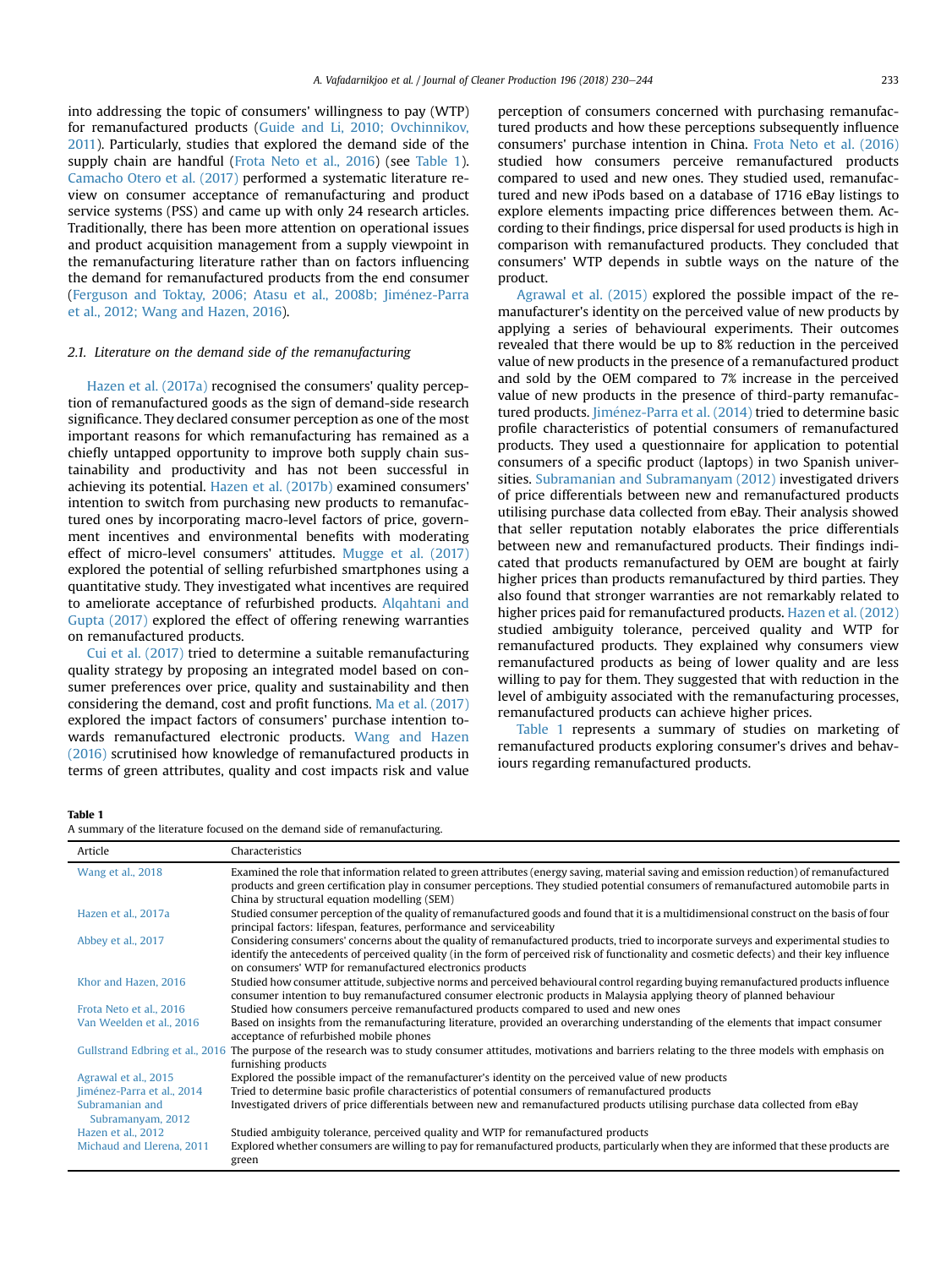into addressing the topic of consumers' willingness to pay (WTP) for remanufactured products (Guide and Li, 2010; Ovchinnikov, 2011). Particularly, studies that explored the demand side of the supply chain are handful (Frota Neto et al., 2016) (see Table 1). Camacho Otero et al. (2017) performed a systematic literature review on consumer acceptance of remanufacturing and product service systems (PSS) and came up with only 24 research articles. Traditionally, there has been more attention on operational issues and product acquisition management from a supply viewpoint in the remanufacturing literature rather than on factors influencing the demand for remanufactured products from the end consumer (Ferguson and Toktay, 2006; Atasu et al., 2008b; Jiménez-Parra et al., 2012; Wang and Hazen, 2016).

### 2.1. Literature on the demand side of the remanufacturing

Hazen et al. (2017a) recognised the consumers' quality perception of remanufactured goods as the sign of demand-side research significance. They declared consumer perception as one of the most important reasons for which remanufacturing has remained as a chiefly untapped opportunity to improve both supply chain sustainability and productivity and has not been successful in achieving its potential. Hazen et al. (2017b) examined consumers' intention to switch from purchasing new products to remanufactured ones by incorporating macro-level factors of price, government incentives and environmental benefits with moderating effect of micro-level consumers' attitudes. Mugge et al. (2017) explored the potential of selling refurbished smartphones using a quantitative study. They investigated what incentives are required to ameliorate acceptance of refurbished products. Alqahtani and Gupta (2017) explored the effect of offering renewing warranties on remanufactured products.

Cui et al. (2017) tried to determine a suitable remanufacturing quality strategy by proposing an integrated model based on consumer preferences over price, quality and sustainability and then considering the demand, cost and profit functions. Ma et al. (2017) explored the impact factors of consumers' purchase intention towards remanufactured electronic products. Wang and Hazen (2016) scrutinised how knowledge of remanufactured products in terms of green attributes, quality and cost impacts risk and value perception of consumers concerned with purchasing remanufactured products and how these perceptions subsequently influence consumers' purchase intention in China. Frota Neto et al. (2016) studied how consumers perceive remanufactured products compared to used and new ones. They studied used, remanufactured and new iPods based on a database of 1716 eBay listings to explore elements impacting price differences between them. According to their findings, price dispersal for used products is high in comparison with remanufactured products. They concluded that consumers' WTP depends in subtle ways on the nature of the product.

Agrawal et al. (2015) explored the possible impact of the remanufacturer's identity on the perceived value of new products by applying a series of behavioural experiments. Their outcomes revealed that there would be up to 8% reduction in the perceived value of new products in the presence of a remanufactured product and sold by the OEM compared to 7% increase in the perceived value of new products in the presence of third-party remanufactured products. Jiménez-Parra et al. (2014) tried to determine basic profile characteristics of potential consumers of remanufactured products. They used a questionnaire for application to potential consumers of a specific product (laptops) in two Spanish universities. Subramanian and Subramanyam (2012) investigated drivers of price differentials between new and remanufactured products utilising purchase data collected from eBay. Their analysis showed that seller reputation notably elaborates the price differentials between new and remanufactured products. Their findings indicated that products remanufactured by OEM are bought at fairly higher prices than products remanufactured by third parties. They also found that stronger warranties are not remarkably related to higher prices paid for remanufactured products. Hazen et al. (2012) studied ambiguity tolerance, perceived quality and WTP for remanufactured products. They explained why consumers view remanufactured products as being of lower quality and are less willing to pay for them. They suggested that with reduction in the level of ambiguity associated with the remanufacturing processes, remanufactured products can achieve higher prices.

Table 1 represents a summary of studies on marketing of remanufactured products exploring consumer's drives and behaviours regarding remanufactured products.

**Table 1**
A summary of the literature focused on the demand side of remanufacturing.

| Article | Characteristics |
|---|---|
| Wang et al., 2018 | Examined the role that information related to green attributes (energy saving, material saving and emission reduction) of remanufactured products and green certification play in consumer perceptions. They studied potential consumers of remanufactured automobile parts in China by structural equation modelling (SEM) |
| Hazen et al., 2017a | Studied consumer perception of the quality of remanufactured goods and found that it is a multidimensional construct on the basis of four principal factors: lifespan, features, performance and serviceability |
| Abbey et al., 2017 | Considering consumers' concerns about the quality of remanufactured products, tried to incorporate surveys and experimental studies to identify the antecedents of perceived quality (in the form of perceived risk of functionality and cosmetic defects) and their key influence on consumers' WTP for remanufactured electronics products |
| Khor and Hazen, 2016 | Studied how consumer attitude, subjective norms and perceived behavioural control regarding buying remanufactured products influence consumer intention to buy remanufactured consumer electronic products in Malaysia applying theory of planned behaviour |
| Frota Neto et al., 2016 | Studied how consumers perceive remanufactured products compared to used and new ones |
| Van Weelden et al., 2016 | Based on insights from the remanufacturing literature, provided an overarching understanding of the elements that impact consumer acceptance of refurbished mobile phones |
| Gullstrand Edbring et al., 2016 | The purpose of the research was to study consumer attitudes, motivations and barriers relating to the three models with emphasis on furnishing products |
| Agrawal et al., 2015 | Explored the possible impact of the remanufacturer's identity on the perceived value of new products |
| Jiménez-Parra et al., 2014 | Tried to determine basic profile characteristics of potential consumers of remanufactured products |
| Subramanian and Subramanyam, 2012 | Investigated drivers of price differentials between new and remanufactured products utilising purchase data collected from eBay |
| Hazen et al., 2012 | Studied ambiguity tolerance, perceived quality and WTP for remanufactured products |
| Michaud and Llerena, 2011 | Explored whether consumers are willing to pay for remanufactured products, particularly when they are informed that these products are green |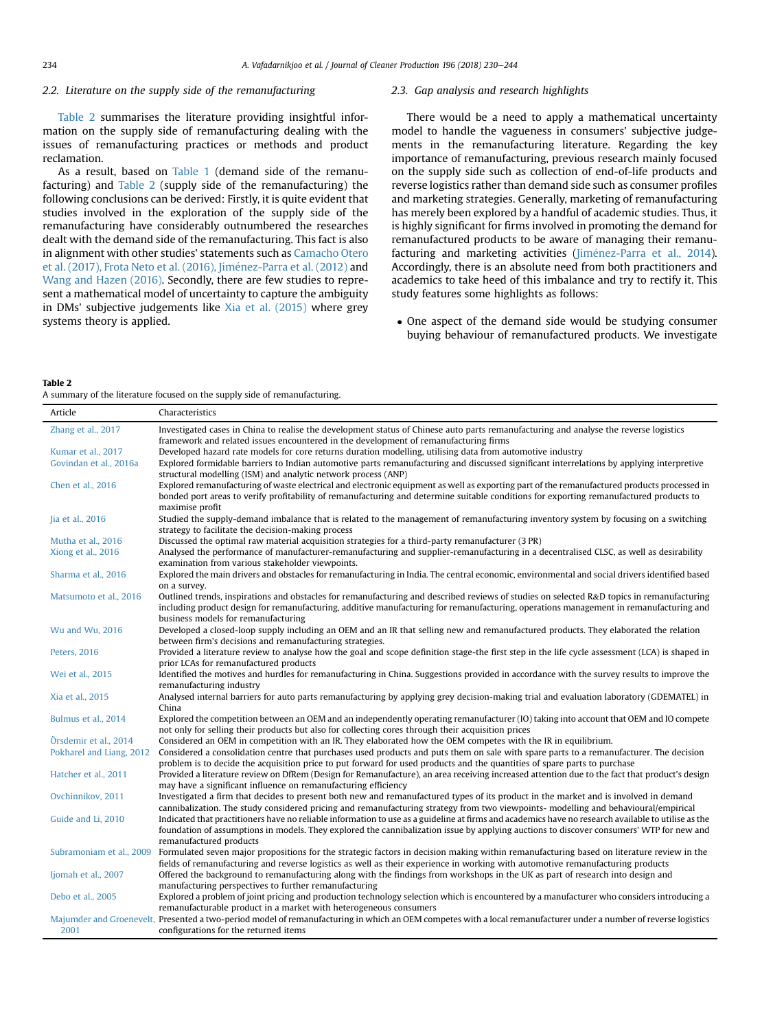### 2.2. Literature on the supply side of the remanufacturing

Table 2 summarises the literature providing insightful information on the supply side of remanufacturing dealing with the issues of remanufacturing practices or methods and product reclamation.

As a result, based on Table 1 (demand side of the remanufacturing) and Table 2 (supply side of the remanufacturing) the following conclusions can be derived: Firstly, it is quite evident that studies involved in the exploration of the supply side of the remanufacturing have considerably outnumbered the researches dealt with the demand side of the remanufacturing. This fact is also in alignment with other studies' statements such as Camacho Otero et al. (2017), Frota Neto et al. (2016), Jiménez-Parra et al. (2012) and Wang and Hazen (2016). Secondly, there are few studies to represent a mathematical model of uncertainty to capture the ambiguity in DMs' subjective judgements like Xia et al. (2015) where grey systems theory is applied.

### 2.3. Gap analysis and research highlights

There would be a need to apply a mathematical uncertainty model to handle the vagueness in consumers' subjective judgements in the remanufacturing literature. Regarding the key importance of remanufacturing, previous research mainly focused on the supply side such as collection of end-of-life products and reverse logistics rather than demand side such as consumer profiles and marketing strategies. Generally, marketing of remanufacturing has merely been explored by a handful of academic studies. Thus, it is highly significant for firms involved in promoting the demand for remanufactured products to be aware of managing their remanufacturing and marketing activities (Jiménez-Parra et al., 2014). Accordingly, there is an absolute need from both practitioners and academics to take heed of this imbalance and try to rectify it. This study features some highlights as follows:

- One aspect of the demand side would be studying consumer buying behaviour of remanufactured products. We investigate

**Table 2**
A summary of the literature focused on the supply side of remanufacturing.

| Article | Characteristics |
|---|---|
| Zhang et al., 2017 | Investigated cases in China to realise the development status of Chinese auto parts remanufacturing and analyse the reverse logistics framework and related issues encountered in the development of remanufacturing firms |
| Kumar et al., 2017 | Developed hazard rate models for core returns duration modelling, utilising data from automotive industry |
| Govindan et al., 2016a | Explored formidable barriers to Indian automotive parts remanufacturing and discussed significant interrelations by applying interpretive structural modelling (ISM) and analytic network process (ANP) |
| Chen et al., 2016 | Explored remanufacturing of waste electrical and electronic equipment as well as exporting part of the remanufactured products processed in bonded port areas to verify profitability of remanufacturing and determine suitable conditions for exporting remanufactured products to maximise profit |
| Jia et al., 2016 | Studied the supply-demand imbalance that is related to the management of remanufacturing inventory system by focusing on a switching strategy to facilitate the decision-making process |
| Mutha et al., 2016 | Discussed the optimal raw material acquisition strategies for a third-party remanufacturer (3 PR) |
| Xiong et al., 2016 | Analysed the performance of manufacturer-remanufacturing and supplier-remanufacturing in a decentralised CLSC, as well as desirability examination from various stakeholder viewpoints. |
| Sharma et al., 2016 | Explored the main drivers and obstacles for remanufacturing in India. The central economic, environmental and social drivers identified based on a survey. |
| Matsumoto et al., 2016 | Outlined trends, inspirations and obstacles for remanufacturing and described reviews of studies on selected R&D topics in remanufacturing including product design for remanufacturing, additive manufacturing for remanufacturing, operations management in remanufacturing and business models for remanufacturing |
| Wu and Wu, 2016 | Developed a closed-loop supply including an OEM and an IR that selling new and remanufactured products. They elaborated the relation between firm's decisions and remanufacturing strategies. |
| Peters, 2016 | Provided a literature review to analyse how the goal and scope definition stage-the first step in the life cycle assessment (LCA) is shaped in prior LCAs for remanufactured products |
| Wei et al., 2015 | Identified the motives and hurdles for remanufacturing in China. Suggestions provided in accordance with the survey results to improve the remanufacturing industry |
| Xia et al., 2015 | Analysed internal barriers for auto parts remanufacturing by applying grey decision-making trial and evaluation laboratory (GDEMATEL) in China |
| Bulmus et al., 2014 | Explored the competition between an OEM and an independently operating remanufacturer (IO) taking into account that OEM and IO compete not only for selling their products but also for collecting cores through their acquisition prices |
| Örsdemir et al., 2014 | Considered an OEM in competition with an IR. They elaborated how the OEM competes with the IR in equilibrium. |
| Pokharel and Liang, 2012 | Considered a consolidation centre that purchases used products and puts them on sale with spare parts to a remanufacturer. The decision problem is to decide the acquisition price to put forward for used products and the quantities of spare parts to purchase |
| Hatcher et al., 2011 | Provided a literature review on DfRem (Design for Remanufacture), an area receiving increased attention due to the fact that product's design may have a significant influence on remanufacturing efficiency |
| Ovchinnikov, 2011 | Investigated a firm that decides to present both new and remanufactured types of its product in the market and is involved in demand cannibalization. The study considered pricing and remanufacturing strategy from two viewpoints- modelling and behavioural/empirical |
| Guide and Li, 2010 | Indicated that practitioners have no reliable information to use as a guideline at firms and academics have no research available to utilise as the foundation of assumptions in models. They explored the cannibalization issue by applying auctions to discover consumers' WTP for new and remanufactured products |
| Subramoniam et al., 2009 | Formulated seven major propositions for the strategic factors in decision making within remanufacturing based on literature review in the fields of remanufacturing and reverse logistics as well as their experience in working with automotive remanufacturing products |
| Ijomah et al., 2007 | Offered the background to remanufacturing along with the findings from workshops in the UK as part of research into design and manufacturing perspectives to further remanufacturing |
| Debo et al., 2005 | Explored a problem of joint pricing and production technology selection which is encountered by a manufacturer who considers introducing a remanufacturable product in a market with heterogeneous consumers |
| Majumder and Groenevelt, 2001 | Presented a two-period model of remanufacturing in which an OEM competes with a local remanufacturer under a number of reverse logistics configurations for the returned items |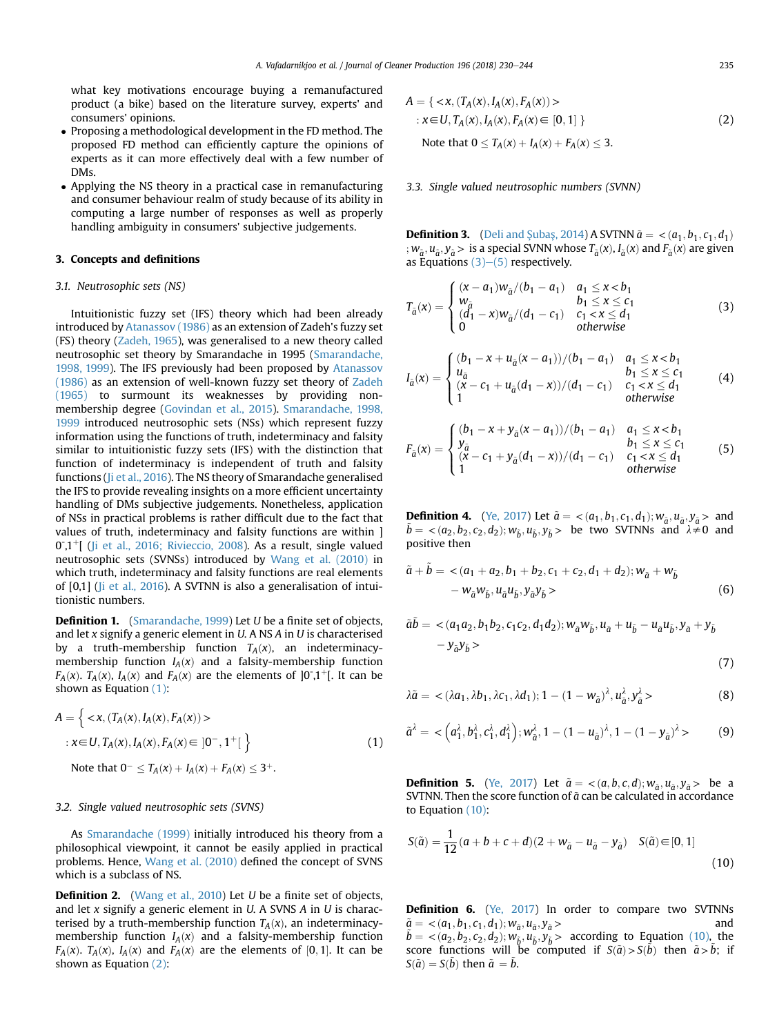what key motivations encourage buying a remanufactured product (a bike) based on the literature survey, experts' and consumers' opinions.

- Proposing a methodological development in the FD method. The proposed FD method can efficiently capture the opinions of experts as it can more effectively deal with a few number of DMs.
- Applying the NS theory in a practical case in remanufacturing and consumer behaviour realm of study because of its ability in computing a large number of responses as well as properly handling ambiguity in consumers' subjective judgements.

## 3. Concepts and definitions

### 3.1. Neutrosophic sets (NS)

Intuitionistic fuzzy set (IFS) theory which had been already introduced by Atanassov (1986) as an extension of Zadeh's fuzzy set (FS) theory (Zadeh, 1965), was generalised to a new theory called neutrosophic set theory by Smarandache in 1995 (Smarandache, 1998, 1999). The IFS previously had been proposed by Atanassov (1986) as an extension of well-known fuzzy set theory of Zadeh (1965) to surmount its weaknesses by providing non-membership degree (Govindan et al., 2015). Smarandache, 1998, 1999 introduced neutrosophic sets (NSs) which represent fuzzy information using the functions of truth, indeterminacy and falsity similar to intuitionistic fuzzy sets (IFS) with the distinction that function of indeterminacy is independent of truth and falsity functions (Ji et al., 2016). The NS theory of Smarandache generalised the IFS to provide revealing insights on a more efficient uncertainty handling of DMs subjective judgements. Nonetheless, application of NSs in practical problems is rather difficult due to the fact that values of truth, indeterminacy and falsity functions are within $]0^{-},1^{+}[$ (Ji et al., 2016; Rivieccio, 2008). As a result, single valued neutrosophic sets (SVNSs) introduced by Wang et al. (2010) in which truth, indeterminacy and falsity functions are real elements of [0,1] (Ji et al., 2016). A SVTNN is also a generalisation of intuitionistic numbers.

**Definition 1.** (Smarandache, 1999) Let $U$ be a finite set of objects, and let $x$ signify a generic element in $U$. A NS $A$ in $U$ is characterised by a truth-membership function $T_A(x)$, an indeterminacy-membership function $I_A(x)$ and a falsity-membership function $F_A(x)$. $T_A(x)$, $I_A(x)$ and $F_A(x)$ are the elements of $]0^{-},1^{+}[$. It can be shown as Equation (1):

$$A = \left\{ < x, (T_A(x), I_A(x), F_A(x)) > : x \in U, T_A(x), I_A(x), F_A(x) \in \left]0^{-}, 1^{+}\right[ \right\} \tag{1}$$

Note that $0^{-} \le T_A(x) + I_A(x) + F_A(x) \le 3^{+}$.

### 3.2. Single valued neutrosophic sets (SVNS)

As Smarandache (1999) initially introduced his theory from a philosophical viewpoint, it cannot be easily applied in practical problems. Hence, Wang et al. (2010) defined the concept of SVNS which is a subclass of NS.

**Definition 2.** (Wang et al., 2010) Let $U$ be a finite set of objects, and let $x$ signify a generic element in $U$. A SVNS $A$ in $U$ is characterised by a truth-membership function $T_A(x)$, an indeterminacy-membership function $I_A(x)$ and a falsity-membership function $F_A(x)$. $T_A(x)$, $I_A(x)$ and $F_A(x)$ are the elements of $[0,1]$. It can be shown as Equation (2):

$$A = \{ < x, (T_A(x), I_A(x), F_A(x)) > : x \in U, T_A(x), I_A(x), F_A(x) \in [0,1] \} \tag{2}$$

Note that $0 \le T_A(x) + I_A(x) + F_A(x) \le 3$.

### 3.3. Single valued neutrosophic numbers (SVNN)

**Definition 3.** (Deli and Şubaş, 2014) A SVTNN $\tilde{a} = <(a_1, b_1, c_1, d_1); w_{\tilde{a}}, u_{\tilde{a}}, y_{\tilde{a}}>$ is a special SVNN whose $T_{\tilde{a}}(x)$, $I_{\tilde{a}}(x)$ and $F_{\tilde{a}}(x)$ are given as Equations (3)–(5) respectively.

$$T_{\tilde{a}}(x) = \begin{cases} (x - a_1) w_{\tilde{a}} / (b_1 - a_1) & a_1 \le x < b_1 \\ w_{\tilde{a}} & b_1 \le x \le c_1 \\ (d_1 - x) w_{\tilde{a}} / (d_1 - c_1) & c_1 < x \le d_1 \\ 0 & otherwise \end{cases} \tag{3}$$

$$I_{\tilde{a}}(x) = \begin{cases} (b_1 - x + u_{\tilde{a}}(x - a_1)) / (b_1 - a_1) & a_1 \le x < b_1 \\ u_{\tilde{a}} & b_1 \le x \le c_1 \\ (x - c_1 + u_{\tilde{a}}(d_1 - x)) / (d_1 - c_1) & c_1 < x \le d_1 \\ 1 & otherwise \end{cases} \tag{4}$$

$$F_{\tilde{a}}(x) = \begin{cases} (b_1 - x + y_{\tilde{a}}(x - a_1)) / (b_1 - a_1) & a_1 \le x < b_1 \\ y_{\tilde{a}} & b_1 \le x \le c_1 \\ (x - c_1 + y_{\tilde{a}}(d_1 - x)) / (d_1 - c_1) & c_1 < x \le d_1 \\ 1 & otherwise \end{cases} \tag{5}$$

**Definition 4.** (Ye, 2017) Let $\tilde{a} = <(a_1, b_1, c_1, d_1); w_{\tilde{a}}, u_{\tilde{a}}, y_{\tilde{a}}>$ and $\tilde{b} = <(a_2, b_2, c_2, d_2); w_{\tilde{b}}, u_{\tilde{b}}, y_{\tilde{b}}>$ be two SVTNNs and $\lambda \neq 0$ and positive then

$$\tilde{a} + \tilde{b} = <(a_1 + a_2, b_1 + b_2, c_1 + c_2, d_1 + d_2); w_{\tilde{a}} + w_{\tilde{b}} - w_{\tilde{a}} w_{\tilde{b}}, u_{\tilde{a}} u_{\tilde{b}}, y_{\tilde{a}} y_{\tilde{b}}> \tag{6}$$

$$\tilde{a}\tilde{b} = <(a_1 a_2, b_1 b_2, c_1 c_2, d_1 d_2); w_{\tilde{a}} w_{\tilde{b}}, u_{\tilde{a}} + u_{\tilde{b}} - u_{\tilde{a}} u_{\tilde{b}}, y_{\tilde{a}} + y_{\tilde{b}} - y_{\tilde{a}} y_{\tilde{b}}> \tag{7}$$

$$\lambda \tilde{a} = <(\lambda a_1, \lambda b_1, \lambda c_1, \lambda d_1); 1 - (1 - w_{\tilde{a}})^{\lambda}, u_{\tilde{a}}^{\lambda}, y_{\tilde{a}}^{\lambda}> \tag{8}$$

$$\tilde{a}^{\lambda} = <\left(a_1^{\lambda}, b_1^{\lambda}, c_1^{\lambda}, d_1^{\lambda}\right); w_{\tilde{a}}^{\lambda}, 1 - (1 - u_{\tilde{a}})^{\lambda}, 1 - (1 - y_{\tilde{a}})^{\lambda}> \tag{9}$$

**Definition 5.** (Ye, 2017) Let $\tilde{a} = <(a, b, c, d); w_{\tilde{a}}, u_{\tilde{a}}, y_{\tilde{a}}>$ be a SVTNN. Then the score function of $\tilde{a}$ can be calculated in accordance to Equation (10):

$$S(\tilde{a}) = \frac{1}{12}(a + b + c + d)(2 + w_{\tilde{a}} - u_{\tilde{a}} - y_{\tilde{a}}) \quad S(\tilde{a}) \in [0,1] \tag{10}$$

**Definition 6.** (Ye, 2017) In order to compare two SVTNNs $\tilde{a} = <(a_1, b_1, c_1, d_1); w_{\tilde{a}}, u_{\tilde{a}}, y_{\tilde{a}}>$ and $\tilde{b} = <(a_2, b_2, c_2, d_2); w_{\tilde{b}}, u_{\tilde{b}}, y_{\tilde{b}}>$ according to Equation (10), the score functions will be computed if $S(\tilde{a}) > S(\tilde{b})$ then $\tilde{a} > \tilde{b}$; if $S(\tilde{a}) = S(\tilde{b})$ then $\tilde{a} = \tilde{b}$.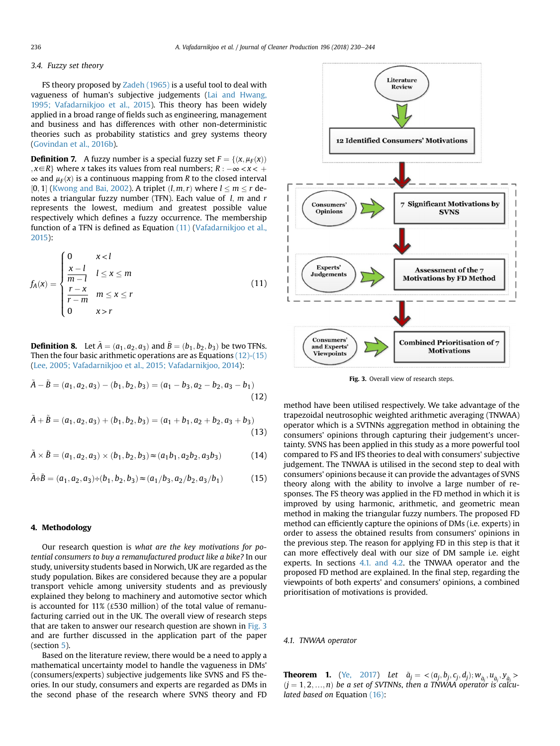### 3.4. Fuzzy set theory

FS theory proposed by Zadeh (1965) is a useful tool to deal with vagueness of human's subjective judgements (Lai and Hwang, 1995; Vafadarnikjoo et al., 2015). This theory has been widely applied in a broad range of fields such as engineering, management and business and has differences with other non-deterministic theories such as probability statistics and grey systems theory (Govindan et al., 2016b).

**Definition 7.** A fuzzy number is a special fuzzy set $F = \{(x, \mu_F(x)), x \in R\}$ where $x$ takes its values from real numbers; $R: -\infty < x < +\infty$ and $\mu_F(x)$ is a continuous mapping from $R$ to the closed interval $[0, 1]$ (Kwong and Bai, 2002). A triplet $(l, m, r)$ where $l \leq m \leq r$ denotes a triangular fuzzy number (TFN). Each value of $l$, $m$ and $r$ represents the lowest, medium and greatest possible value respectively which defines a fuzzy occurrence. The membership function of a TFN is defined as Equation (11) (Vafadarnikjoo et al., 2015):

$$f_A(x) = \begin{cases} 0 & x < l \\ \dfrac{x-l}{m-l} & l \leq x \leq m \\ \dfrac{r-x}{r-m} & m \leq x \leq r \\ 0 & x > r \end{cases} \tag{11}$$

**Definition 8.** Let $\tilde{A} = (a_1, a_2, a_3)$ and $\tilde{B} = (b_1, b_2, b_3)$ be two TFNs. Then the four basic arithmetic operations are as Equations (12)-(15) (Lee, 2005; Vafadarnikjoo et al., 2015; Vafadarnikjoo, 2014):

$$\tilde{A} - \tilde{B} = (a_1, a_2, a_3) - (b_1, b_2, b_3) = (a_1 - b_3, a_2 - b_2, a_3 - b_1) \tag{12}$$

$$\tilde{A} + \tilde{B} = (a_1, a_2, a_3) + (b_1, b_2, b_3) = (a_1 + b_1, a_2 + b_2, a_3 + b_3) \tag{13}$$

$$\tilde{A} \times \tilde{B} = (a_1, a_2, a_3) \times (b_1, b_2, b_3) \approx (a_1 b_1, a_2 b_2, a_3 b_3) \tag{14}$$

$$\tilde{A} \div \tilde{B} = (a_1, a_2, a_3) \div (b_1, b_2, b_3) \approx (a_1/b_3, a_2/b_2, a_3/b_1) \tag{15}$$

## 4. Methodology

Our research question is *what are the key motivations for potential consumers to buy a remanufactured product like a bike?* In our study, university students based in Norwich, UK are regarded as the study population. Bikes are considered because they are a popular transport vehicle among university students and as previously explained they belong to machinery and automotive sector which is accounted for 11% (£530 million) of the total value of remanufacturing carried out in the UK. The overall view of research steps that are taken to answer our research question are shown in Fig. 3 and are further discussed in the application part of the paper (section 5).

Based on the literature review, there would be a need to apply a mathematical uncertainty model to handle the vagueness in DMs' (consumers/experts) subjective judgements like SVNS and FS theories. In our study, consumers and experts are regarded as DMs in the second phase of the research where SVNS theory and FD

Literature Review

12 Identified Consumers' Motivations

Consumers' Opinions

7 Significant Motivations by SVNS

Experts' Judgements

Assessment of the 7 Motivations by FD Method

Consumers' and Experts' Viewpoints

Combined Prioritisation of 7 Motivations

**Fig. 3.** Overall view of research steps.

method have been utilised respectively. We take advantage of the trapezoidal neutrosophic weighted arithmetic averaging (TNWAA) operator which is a SVTNNs aggregation method in obtaining the consumers' opinions through capturing their judgement's uncertainty. SVNS has been applied in this study as a more powerful tool compared to FS and IFS theories to deal with consumers' subjective judgement. The TNWAA is utilised in the second step to deal with consumers' opinions because it can provide the advantages of SVNS theory along with the ability to involve a large number of responses. The FS theory was applied in the FD method in which it is improved by using harmonic, arithmetic, and geometric mean method in making the triangular fuzzy numbers. The proposed FD method can efficiently capture the opinions of DMs (i.e. experts) in order to assess the obtained results from consumers' opinions in the previous step. The reason for applying FD in this step is that it can more effectively deal with our size of DM sample i.e. eight experts. In sections 4.1. and 4.2. the TNWAA operator and the proposed FD method are explained. In the final step, regarding the viewpoints of both experts' and consumers' opinions, a combined prioritisation of motivations is provided.

### 4.1. TNWAA operator

**Theorem 1.** (Ye, 2017) *Let* $\tilde{a}_j = \langle (a_j, b_j, c_j, d_j); w_{\tilde{a}_j}, u_{\tilde{a}_j}, y_{\tilde{a}_j} \rangle$ $(j = 1, 2, \ldots, n)$ *be a set of SVTNNs, then a TNWAA operator is calculated based on* Equation (16):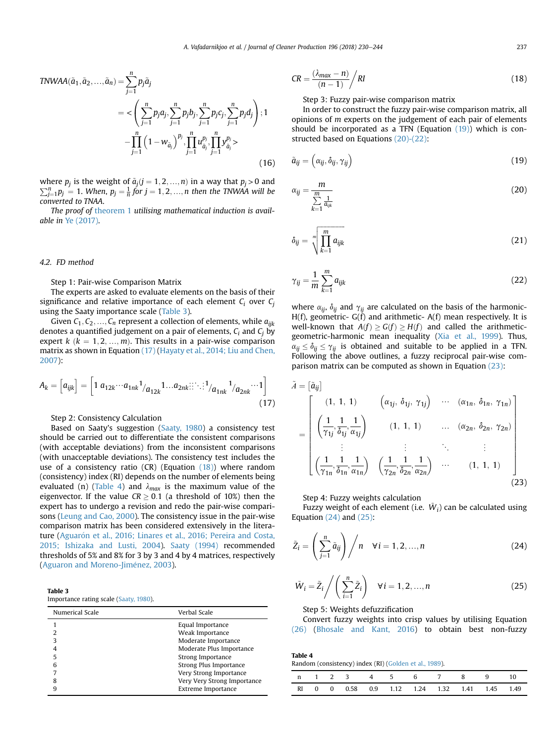$$TNWAA(\tilde{a}_1, \tilde{a}_2, \ldots, \tilde{a}_n) = \sum_{j=1}^{n} p_j \tilde{a}_j = < \left( \sum_{j=1}^{n} p_j a_j, \sum_{j=1}^{n} p_j b_j, \sum_{j=1}^{n} p_j c_j, \sum_{j=1}^{n} p_j d_j \right); 1 - \prod_{j=1}^{n} \left(1 - w_{\tilde{a}_j}\right)^{p_j}, \prod_{j=1}^{n} u_{\tilde{a}_j}^{p_j}, \prod_{j=1}^{n} y_{\tilde{a}_j}^{p_j} > \tag{16}$$

where $p_j$ is the weight of $\tilde{a}_j (j = 1, 2, \ldots, n)$ in a way that $p_j > 0$ and $\sum_{j=1}^{n} p_j = 1$. *When, $p_j = \frac{1}{n}$ for $j = 1, 2, \ldots, n$ then the TNWAA will be converted to TNAA.*

*The proof of theorem 1 utilising mathematical induction is available in Ye (2017).*

### 4.2. FD method

Step 1: Pair-wise Comparison Matrix

The experts are asked to evaluate elements on the basis of their significance and relative importance of each element $C_i$ over $C_j$ using the Saaty importance scale (Table 3).

Given $C_1, C_2, \ldots, C_n$ represent a collection of elements, while $a_{ijk}$ denotes a quantified judgement on a pair of elements, $C_i$ and $C_j$ by expert $k$ $(k = 1, 2, \ldots, m)$. This results in a pair-wise comparison matrix as shown in Equation (17) (Hayaty et al., 2014; Liu and Chen, 2007):

$$A_k = \left[a_{ijk}\right] = \left[1\ a_{12k} \cdots a_{1nk}\ {}^{1}/_{a_{12k}}\ 1 \ldots a_{2nk} \vdots \vdots \ddots \vdots\ {}^{1}/_{a_{1nk}}\ {}^{1}/_{a_{2nk}} \cdots 1\right] \tag{17}$$

Step 2: Consistency Calculation

Based on Saaty's suggestion (Saaty, 1980) a consistency test should be carried out to differentiate the consistent comparisons (with acceptable deviations) from the inconsistent comparisons (with unacceptable deviations). The consistency test includes the use of a consistency ratio (CR) (Equation (18)) where random (consistency) index (RI) depends on the number of elements being evaluated (n) (Table 4) and $\lambda_{max}$ is the maximum value of the eigenvector. If the value $CR \geq 0.1$ (a threshold of 10%) then the expert has to undergo a revision and redo the pair-wise comparisons (Leung and Cao, 2000). The consistency issue in the pair-wise comparison matrix has been considered extensively in the literature (Aguarón et al., 2016; Linares et al., 2016; Pereira and Costa, 2015; Ishizaka and Lusti, 2004). Saaty (1994) recommended thresholds of 5% and 8% for 3 by 3 and 4 by 4 matrices, respectively (Aguaron and Moreno-Jiménez, 2003).

**Table 3**
Importance rating scale (Saaty, 1980).

| Numerical Scale | Verbal Scale |
|---|---|
| 1 | Equal Importance |
| 2 | Weak Importance |
| 3 | Moderate Importance |
| 4 | Moderate Plus Importance |
| 5 | Strong Importance |
| 6 | Strong Plus Importance |
| 7 | Very Strong Importance |
| 8 | Very Very Strong Importance |
| 9 | Extreme Importance |

$$CR = \frac{(\lambda_{max} - n)}{(n-1)} \Big/ RI \tag{18}$$

Step 3: Fuzzy pair-wise comparison matrix

In order to construct the fuzzy pair-wise comparison matrix, all opinions of $m$ experts on the judgement of each pair of elements should be incorporated as a TFN (Equation (19)) which is constructed based on Equations (20)-(22):

$$\tilde{a}_{ij} = \left(\alpha_{ij}, \delta_{ij}, \gamma_{ij}\right) \tag{19}$$

$$\alpha_{ij} = \frac{m}{\sum_{k=1}^{m} \frac{1}{a_{ijk}}} \tag{20}$$

$$\delta_{ij} = \sqrt[m]{\prod_{k=1}^{m} a_{ijk}} \tag{21}$$

$$\gamma_{ij} = \frac{1}{m} \sum_{k=1}^{m} a_{ijk} \tag{22}$$

where $\alpha_{ij}$, $\delta_{ij}$ and $\gamma_{ij}$ are calculated on the basis of the harmonic- H(f), geometric- G(f) and arithmetic- A(f) mean respectively. It is well-known that $A(f) \geq G(f) \geq H(f)$ and called the arithmetic-geometric-harmonic mean inequality (Xia et al., 1999). Thus, $\alpha_{ij} \leq \delta_{ij} \leq \gamma_{ij}$ is obtained and suitable to be applied in a TFN. Following the above outlines, a fuzzy reciprocal pair-wise comparison matrix can be computed as shown in Equation (23):

$$\tilde{A} = [\tilde{a}_{ij}] = \begin{bmatrix} (1,\ 1,\ 1) & \left(\alpha_{1j},\ \delta_{1j},\ \gamma_{1j}\right) & \cdots & (\alpha_{1n},\ \delta_{1n},\ \gamma_{1n}) \\ \left(\frac{1}{\gamma_{1j}}, \frac{1}{\delta_{1j}}, \frac{1}{\alpha_{1j}}\right) & (1,\ 1,\ 1) & \ldots & (\alpha_{2n},\ \delta_{2n},\ \gamma_{2n}) \\ \vdots & \vdots & \ddots & \vdots \\ \left(\frac{1}{\gamma_{1n}}, \frac{1}{\delta_{1n}}, \frac{1}{\alpha_{1n}}\right) & \left(\frac{1}{\gamma_{2n}}, \frac{1}{\delta_{2n}}, \frac{1}{\alpha_{2n}}\right) & \cdots & (1,\ 1,\ 1) \end{bmatrix} \tag{23}$$

Step 4: Fuzzy weights calculation

Fuzzy weight of each element (i.e. $\tilde{W}_i$) can be calculated using Equation (24) and (25):

$$\tilde{Z}_i = \left(\sum_{j=1}^{n} \tilde{a}_{ij}\right) \Big/ n \quad \forall i = 1, 2, \ldots, n \tag{24}$$

$$\tilde{W}_i = \tilde{Z}_i \Big/ \left(\sum_{i=1}^{n} \tilde{Z}_i\right) \quad \forall i = 1, 2, \ldots, n \tag{25}$$

Step 5: Weights defuzzification

Convert fuzzy weights into crisp values by utilising Equation (26) (Bhosale and Kant, 2016) to obtain best non-fuzzy

**Table 4**
Random (consistency) index (RI) (Golden et al., 1989).

| n | 1 | 2 | 3 | 4 | 5 | 6 | 7 | 8 | 9 | 10 |
|---|---|---|---|---|---|---|---|---|---|---|
| RI | 0 | 0 | 0.58 | 0.9 | 1.12 | 1.24 | 1.32 | 1.41 | 1.45 | 1.49 |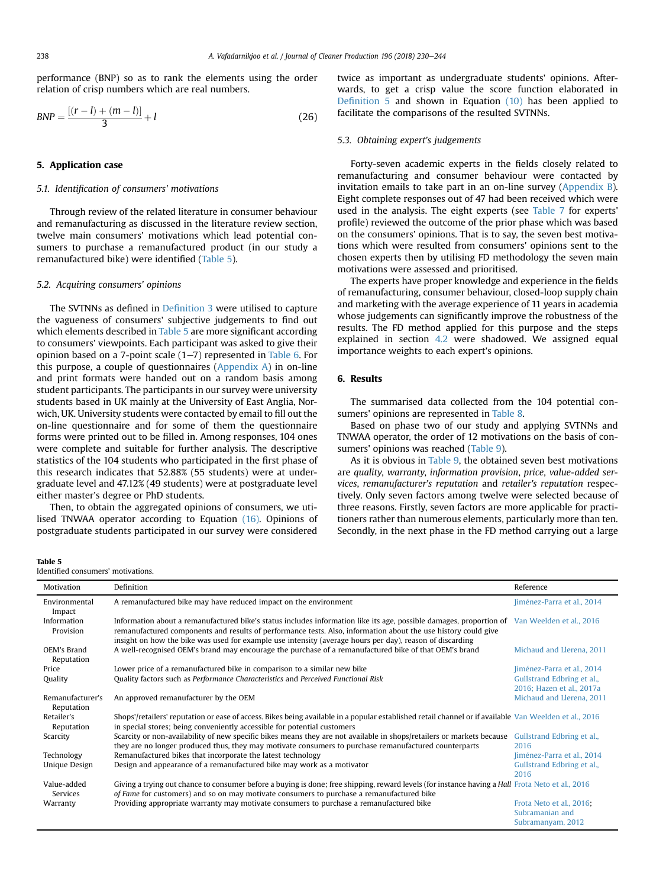performance (BNP) so as to rank the elements using the order relation of crisp numbers which are real numbers.

$$BNP = \frac{[(r-l)+(m-l)]}{3} + l \tag{26}$$

## 5. Application case

### 5.1. Identification of consumers' motivations

Through review of the related literature in consumer behaviour and remanufacturing as discussed in the literature review section, twelve main consumers' motivations which lead potential consumers to purchase a remanufactured product (in our study a remanufactured bike) were identified (Table 5).

### 5.2. Acquiring consumers' opinions

The SVTNNs as defined in Definition 3 were utilised to capture the vagueness of consumers' subjective judgements to find out which elements described in Table 5 are more significant according to consumers' viewpoints. Each participant was asked to give their opinion based on a 7-point scale (1–7) represented in Table 6. For this purpose, a couple of questionnaires (Appendix A) in on-line and print formats were handed out on a random basis among student participants. The participants in our survey were university students based in UK mainly at the University of East Anglia, Norwich, UK. University students were contacted by email to fill out the on-line questionnaire and for some of them the questionnaire forms were printed out to be filled in. Among responses, 104 ones were complete and suitable for further analysis. The descriptive statistics of the 104 students who participated in the first phase of this research indicates that 52.88% (55 students) were at undergraduate level and 47.12% (49 students) were at postgraduate level either master's degree or PhD students.

Then, to obtain the aggregated opinions of consumers, we utilised TNWAA operator according to Equation (16). Opinions of postgraduate students participated in our survey were considered twice as important as undergraduate students' opinions. Afterwards, to get a crisp value the score function elaborated in Definition 5 and shown in Equation (10) has been applied to facilitate the comparisons of the resulted SVTNNs.

### 5.3. Obtaining expert's judgements

Forty-seven academic experts in the fields closely related to remanufacturing and consumer behaviour were contacted by invitation emails to take part in an on-line survey (Appendix B). Eight complete responses out of 47 had been received which were used in the analysis. The eight experts (see Table 7 for experts' profile) reviewed the outcome of the prior phase which was based on the consumers' opinions. That is to say, the seven best motivations which were resulted from consumers' opinions sent to the chosen experts then by utilising FD methodology the seven main motivations were assessed and prioritised.

The experts have proper knowledge and experience in the fields of remanufacturing, consumer behaviour, closed-loop supply chain and marketing with the average experience of 11 years in academia whose judgements can significantly improve the robustness of the results. The FD method applied for this purpose and the steps explained in section 4.2 were shadowed. We assigned equal importance weights to each expert's opinions.

## 6. Results

The summarised data collected from the 104 potential consumers' opinions are represented in Table 8.

Based on phase two of our study and applying SVTNNs and TNWAA operator, the order of 12 motivations on the basis of consumers' opinions was reached (Table 9).

As it is obvious in Table 9, the obtained seven best motivations are *quality*, *warranty*, *information provision*, *price*, *value-added services*, *remanufacturer's reputation* and *retailer's reputation* respectively. Only seven factors among twelve were selected because of three reasons. Firstly, seven factors are more applicable for practitioners rather than numerous elements, particularly more than ten. Secondly, in the next phase in the FD method carrying out a large

**Table 5**
Identified consumers' motivations.

| Motivation | Definition | Reference |
|---|---|---|
| Environmental Impact | A remanufactured bike may have reduced impact on the environment | Jiménez-Parra et al., 2014 |
| Information Provision | Information about a remanufactured bike's status includes information like its age, possible damages, proportion of remanufactured components and results of performance tests. Also, information about the use history could give insight on how the bike was used for example use intensity (average hours per day), reason of discarding | Van Weelden et al., 2016 |
| OEM's Brand Reputation | A well-recognised OEM's brand may encourage the purchase of a remanufactured bike of that OEM's brand | Michaud and Llerena, 2011 |
| Price | Lower price of a remanufactured bike in comparison to a similar new bike | Jiménez-Parra et al., 2014 |
| Quality | Quality factors such as *Performance Characteristics* and *Perceived Functional Risk* | Gullstrand Edbring et al., 2016; Hazen et al., 2017a |
| Remanufacturer's Reputation | An approved remanufacturer by the OEM | Michaud and Llerena, 2011 |
| Retailer's Reputation | Shops'/retailers' reputation or ease of access. Bikes being available in a popular established retail channel or if available in special stores; being conveniently accessible for potential customers | Van Weelden et al., 2016 |
| Scarcity | Scarcity or non-availability of new specific bikes means they are not available in shops/retailers or markets because they are no longer produced thus, they may motivate consumers to purchase remanufactured counterparts | Gullstrand Edbring et al., 2016 |
| Technology | Remanufactured bikes that incorporate the latest technology | Jiménez-Parra et al., 2014 |
| Unique Design | Design and appearance of a remanufactured bike may work as a motivator | Gullstrand Edbring et al., 2016 |
| Value-added Services | Giving a trying out chance to consumer before a buying is done; free shipping, reward levels (for instance having a *Hall of Fame* for customers) and so on may motivate consumers to purchase a remanufactured bike | Frota Neto et al., 2016 |
| Warranty | Providing appropriate warranty may motivate consumers to purchase a remanufactured bike | Frota Neto et al., 2016; Subramanian and Subramanyam, 2012 |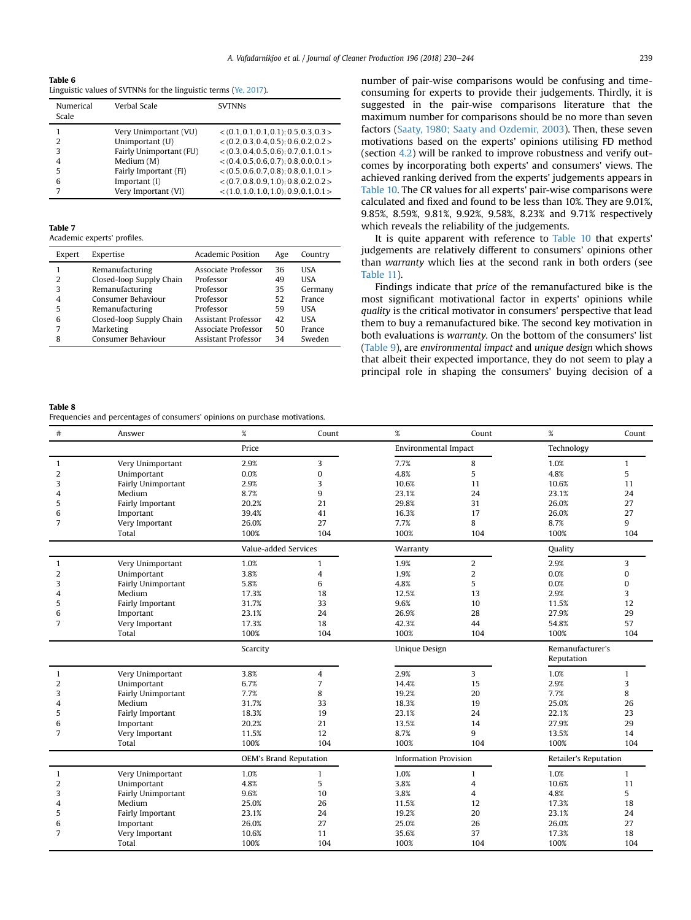**Table 6**
Linguistic values of SVTNNs for the linguistic terms (Ye, 2017).

| Numerical Scale | Verbal Scale | SVTNNs |
|---|---|---|
| 1 | Very Unimportant (VU) | $<(0.1,0.1,0.1,0.1);0.5,0.3,0.3>$ |
| 2 | Unimportant (U) | $<(0.2,0.3,0.4,0.5);0.6,0.2,0.2>$ |
| 3 | Fairly Unimportant (FU) | $<(0.3,0.4,0.5,0.6);0.7,0.1,0.1>$ |
| 4 | Medium (M) | $<(0.4,0.5,0.6,0.7);0.8,0.0,0.1>$ |
| 5 | Fairly Important (FI) | $<(0.5,0.6,0.7,0.8);0.8,0.1,0.1>$ |
| 6 | Important (I) | $<(0.7,0.8,0.9,1.0);0.8,0.2,0.2>$ |
| 7 | Very Important (VI) | $<(1.0,1.0,1.0,1.0);0.9,0.1,0.1>$ |

**Table 7**
Academic experts' profiles.

| Expert | Expertise | Academic Position | Age | Country |
|---|---|---|---|---|
| 1 | Remanufacturing | Associate Professor | 36 | USA |
| 2 | Closed-loop Supply Chain | Professor | 49 | USA |
| 3 | Remanufacturing | Professor | 35 | Germany |
| 4 | Consumer Behaviour | Professor | 52 | France |
| 5 | Remanufacturing | Professor | 59 | USA |
| 6 | Closed-loop Supply Chain | Assistant Professor | 42 | USA |
| 7 | Marketing | Associate Professor | 50 | France |
| 8 | Consumer Behaviour | Assistant Professor | 34 | Sweden |

number of pair-wise comparisons would be confusing and time-consuming for experts to provide their judgements. Thirdly, it is suggested in the pair-wise comparisons literature that the maximum number for comparisons should be no more than seven factors (Saaty, 1980; Saaty and Ozdemir, 2003). Then, these seven motivations based on the experts' opinions utilising FD method (section 4.2) will be ranked to improve robustness and verify outcomes by incorporating both experts' and consumers' views. The achieved ranking derived from the experts' pair-wise comparisons appears in Table 10. The CR values for all experts' pair-wise comparisons were calculated and fixed and found to be less than 10%. They are 9.01%, 9.85%, 8.59%, 9.81%, 9.92%, 9.58%, 8.23% and 9.71% respectively which reveals the reliability of the judgements.

It is quite apparent with reference to Table 10 that experts' judgements are relatively different to consumers' opinions other than *warranty* which lies at the second rank in both orders (see Table 11).

Findings indicate that *price* of the remanufactured bike is the most significant motivational factor in experts' opinions while *quality* is the critical motivator in consumers' perspective that lead them to buy a remanufactured bike. The second key motivation in both evaluations is *warranty*. On the bottom of the consumers' list (Table 9), are *environmental impact* and *unique design* which shows that albeit their expected importance, they do not seem to play a principal role in shaping the consumers' buying decision of a

**Table 8**
Frequencies and percentages of consumers' opinions on purchase motivations.

| # | Answer | % | Count | % | Count | % | Count |
|---|---|---|---|---|---|---|---|
| | | Price | | Environmental Impact | | Technology | |
| 1 | Very Unimportant | 2.9% | 3 | 7.7% | 8 | 1.0% | 1 |
| 2 | Unimportant | 0.0% | 0 | 4.8% | 5 | 4.8% | 5 |
| 3 | Fairly Unimportant | 2.9% | 3 | 10.6% | 11 | 10.6% | 11 |
| 4 | Medium | 8.7% | 9 | 23.1% | 24 | 23.1% | 24 |
| 5 | Fairly Important | 20.2% | 21 | 29.8% | 31 | 26.0% | 27 |
| 6 | Important | 39.4% | 41 | 16.3% | 17 | 26.0% | 27 |
| 7 | Very Important | 26.0% | 27 | 7.7% | 8 | 8.7% | 9 |
| | Total | 100% | 104 | 100% | 104 | 100% | 104 |
| | | Value-added Services | | Warranty | | Quality | |
| 1 | Very Unimportant | 1.0% | 1 | 1.9% | 2 | 2.9% | 3 |
| 2 | Unimportant | 3.8% | 4 | 1.9% | 2 | 0.0% | 0 |
| 3 | Fairly Unimportant | 5.8% | 6 | 4.8% | 5 | 0.0% | 0 |
| 4 | Medium | 17.3% | 18 | 12.5% | 13 | 2.9% | 3 |
| 5 | Fairly Important | 31.7% | 33 | 9.6% | 10 | 11.5% | 12 |
| 6 | Important | 23.1% | 24 | 26.9% | 28 | 27.9% | 29 |
| 7 | Very Important | 17.3% | 18 | 42.3% | 44 | 54.8% | 57 |
| | Total | 100% | 104 | 100% | 104 | 100% | 104 |
| | | Scarcity | | Unique Design | | Remanufacturer's Reputation | |
| 1 | Very Unimportant | 3.8% | 4 | 2.9% | 3 | 1.0% | 1 |
| 2 | Unimportant | 6.7% | 7 | 14.4% | 15 | 2.9% | 3 |
| 3 | Fairly Unimportant | 7.7% | 8 | 19.2% | 20 | 7.7% | 8 |
| 4 | Medium | 31.7% | 33 | 18.3% | 19 | 25.0% | 26 |
| 5 | Fairly Important | 18.3% | 19 | 23.1% | 24 | 22.1% | 23 |
| 6 | Important | 20.2% | 21 | 13.5% | 14 | 27.9% | 29 |
| 7 | Very Important | 11.5% | 12 | 8.7% | 9 | 13.5% | 14 |
| | Total | 100% | 104 | 100% | 104 | 100% | 104 |
| | | OEM's Brand Reputation | | Information Provision | | Retailer's Reputation | |
| 1 | Very Unimportant | 1.0% | 1 | 1.0% | 1 | 1.0% | 1 |
| 2 | Unimportant | 4.8% | 5 | 3.8% | 4 | 10.6% | 11 |
| 3 | Fairly Unimportant | 9.6% | 10 | 3.8% | 4 | 4.8% | 5 |
| 4 | Medium | 25.0% | 26 | 11.5% | 12 | 17.3% | 18 |
| 5 | Fairly Important | 23.1% | 24 | 19.2% | 20 | 23.1% | 24 |
| 6 | Important | 26.0% | 27 | 25.0% | 26 | 26.0% | 27 |
| 7 | Very Important | 10.6% | 11 | 35.6% | 37 | 17.3% | 18 |
| | Total | 100% | 104 | 100% | 104 | 100% | 104 |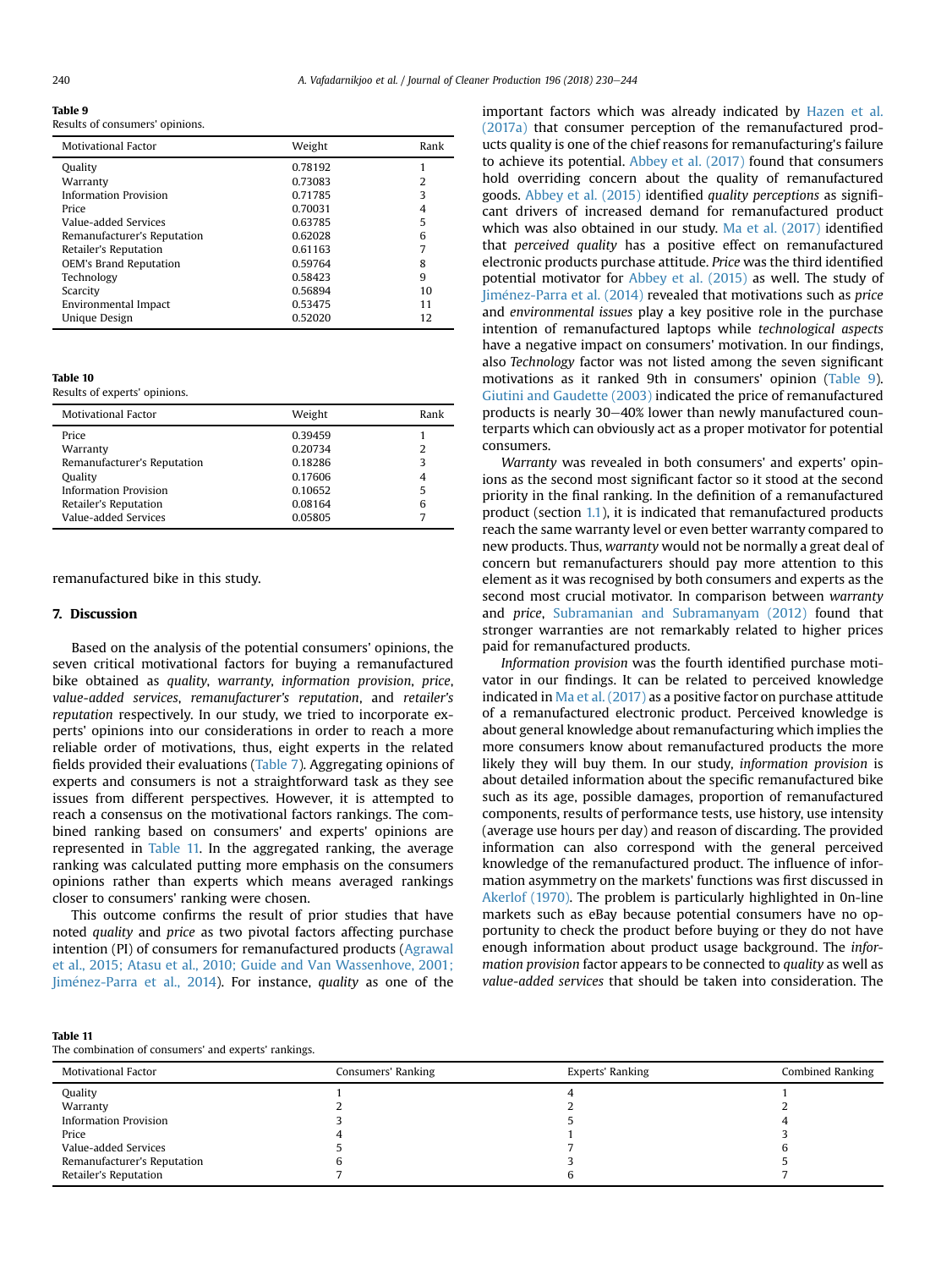**Table 9**
Results of consumers' opinions.

| Motivational Factor | Weight | Rank |
|---|---|---|
| Quality | 0.78192 | 1 |
| Warranty | 0.73083 | 2 |
| Information Provision | 0.71785 | 3 |
| Price | 0.70031 | 4 |
| Value-added Services | 0.63785 | 5 |
| Remanufacturer's Reputation | 0.62028 | 6 |
| Retailer's Reputation | 0.61163 | 7 |
| OEM's Brand Reputation | 0.59764 | 8 |
| Technology | 0.58423 | 9 |
| Scarcity | 0.56894 | 10 |
| Environmental Impact | 0.53475 | 11 |
| Unique Design | 0.52020 | 12 |

**Table 10**
Results of experts' opinions.

| Motivational Factor | Weight | Rank |
|---|---|---|
| Price | 0.39459 | 1 |
| Warranty | 0.20734 | 2 |
| Remanufacturer's Reputation | 0.18286 | 3 |
| Quality | 0.17606 | 4 |
| Information Provision | 0.10652 | 5 |
| Retailer's Reputation | 0.08164 | 6 |
| Value-added Services | 0.05805 | 7 |

remanufactured bike in this study.

## 7. Discussion

Based on the analysis of the potential consumers' opinions, the seven critical motivational factors for buying a remanufactured bike obtained as *quality*, *warranty*, *information provision*, *price*, *value-added services*, *remanufacturer's reputation*, and *retailer's reputation* respectively. In our study, we tried to incorporate experts' opinions into our considerations in order to reach a more reliable order of motivations, thus, eight experts in the related fields provided their evaluations (Table 7). Aggregating opinions of experts and consumers is not a straightforward task as they see issues from different perspectives. However, it is attempted to reach a consensus on the motivational factors rankings. The combined ranking based on consumers' and experts' opinions are represented in Table 11. In the aggregated ranking, the average ranking was calculated putting more emphasis on the consumers opinions rather than experts which means averaged rankings closer to consumers' ranking were chosen.

This outcome confirms the result of prior studies that have noted *quality* and *price* as two pivotal factors affecting purchase intention (PI) of consumers for remanufactured products (Agrawal et al., 2015; Atasu et al., 2010; Guide and Van Wassenhove, 2001; Jiménez-Parra et al., 2014). For instance, *quality* as one of the important factors which was already indicated by Hazen et al. (2017a) that consumer perception of the remanufactured products quality is one of the chief reasons for remanufacturing's failure to achieve its potential. Abbey et al. (2017) found that consumers hold overriding concern about the quality of remanufactured goods. Abbey et al. (2015) identified *quality perceptions* as significant drivers of increased demand for remanufactured product which was also obtained in our study. Ma et al. (2017) identified that *perceived quality* has a positive effect on remanufactured electronic products purchase attitude. *Price* was the third identified potential motivator for Abbey et al. (2015) as well. The study of Jiménez-Parra et al. (2014) revealed that motivations such as *price* and *environmental issues* play a key positive role in the purchase intention of remanufactured laptops while *technological aspects* have a negative impact on consumers' motivation. In our findings, also *Technology* factor was not listed among the seven significant motivations as it ranked 9th in consumers' opinion (Table 9). Giutini and Gaudette (2003) indicated the price of remanufactured products is nearly 30–40% lower than newly manufactured counterparts which can obviously act as a proper motivator for potential consumers.

*Warranty* was revealed in both consumers' and experts' opinions as the second most significant factor so it stood at the second priority in the final ranking. In the definition of a remanufactured product (section 1.1), it is indicated that remanufactured products reach the same warranty level or even better warranty compared to new products. Thus, *warranty* would not be normally a great deal of concern but remanufacturers should pay more attention to this element as it was recognised by both consumers and experts as the second most crucial motivator. In comparison between *warranty* and *price*, Subramanian and Subramanyam (2012) found that stronger warranties are not remarkably related to higher prices paid for remanufactured products.

*Information provision* was the fourth identified purchase motivator in our findings. It can be related to perceived knowledge indicated in Ma et al. (2017) as a positive factor on purchase attitude of a remanufactured electronic product. Perceived knowledge is about general knowledge about remanufacturing which implies the more consumers know about remanufactured products the more likely they will buy them. In our study, *information provision* is about detailed information about the specific remanufactured bike such as its age, possible damages, proportion of remanufactured components, results of performance tests, use history, use intensity (average use hours per day) and reason of discarding. The provided information can also correspond with the general perceived knowledge of the remanufactured product. The influence of information asymmetry on the markets' functions was first discussed in Akerlof (1970). The problem is particularly highlighted in 0n-line markets such as eBay because potential consumers have no opportunity to check the product before buying or they do not have enough information about product usage background. The *information provision* factor appears to be connected to *quality* as well as *value-added services* that should be taken into consideration. The

**Table 11**
The combination of consumers' and experts' rankings.

| Motivational Factor | Consumers' Ranking | Experts' Ranking | Combined Ranking |
|---|---|---|---|
| Quality | 1 | 4 | 1 |
| Warranty | 2 | 2 | 2 |
| Information Provision | 3 | 5 | 4 |
| Price | 4 | 1 | 3 |
| Value-added Services | 5 | 7 | 6 |
| Remanufacturer's Reputation | 6 | 3 | 5 |
| Retailer's Reputation | 7 | 6 | 7 |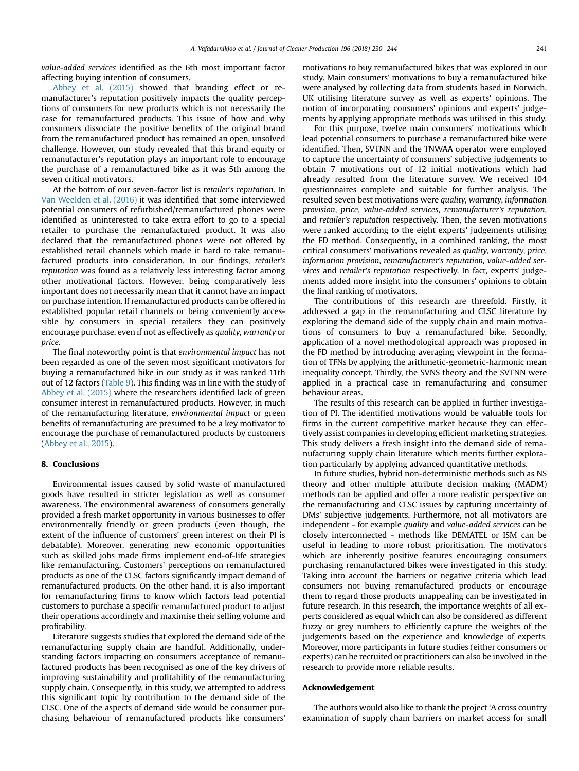*value-added services* identified as the 6th most important factor affecting buying intention of consumers.

Abbey et al. (2015) showed that branding effect or remanufacturer's reputation positively impacts the quality perceptions of consumers for new products which is not necessarily the case for remanufactured products. This issue of how and why consumers dissociate the positive benefits of the original brand from the remanufactured product has remained an open, unsolved challenge. However, our study revealed that this brand equity or remanufacturer's reputation plays an important role to encourage the purchase of a remanufactured bike as it was 5th among the seven critical motivators.

At the bottom of our seven-factor list is *retailer's reputation*. In Van Weelden et al. (2016) it was identified that some interviewed potential consumers of refurbished/remanufactured phones were identified as uninterested to take extra effort to go to a special retailer to purchase the remanufactured product. It was also declared that the remanufactured phones were not offered by established retail channels which made it hard to take remanufactured products into consideration. In our findings, *retailer's reputation* was found as a relatively less interesting factor among other motivational factors. However, being comparatively less important does not necessarily mean that it cannot have an impact on purchase intention. If remanufactured products can be offered in established popular retail channels or being conveniently accessible by consumers in special retailers they can positively encourage purchase, even if not as effectively as *quality*, *warranty* or *price*.

The final noteworthy point is that *environmental impact* has not been regarded as one of the seven most significant motivators for buying a remanufactured bike in our study as it was ranked 11th out of 12 factors (Table 9). This finding was in line with the study of Abbey et al. (2015) where the researchers identified lack of green consumer interest in remanufactured products. However, in much of the remanufacturing literature, *environmental impact* or green benefits of remanufacturing are presumed to be a key motivator to encourage the purchase of remanufactured products by customers (Abbey et al., 2015).

## 8. Conclusions

Environmental issues caused by solid waste of manufactured goods have resulted in stricter legislation as well as consumer awareness. The environmental awareness of consumers generally provided a fresh market opportunity in various businesses to offer environmentally friendly or green products (even though, the extent of the influence of customers' green interest on their PI is debatable). Moreover, generating new economic opportunities such as skilled jobs made firms implement end-of-life strategies like remanufacturing. Customers' perceptions on remanufactured products as one of the CLSC factors significantly impact demand of remanufactured products. On the other hand, it is also important for remanufacturing firms to know which factors lead potential customers to purchase a specific remanufactured product to adjust their operations accordingly and maximise their selling volume and profitability.

Literature suggests studies that explored the demand side of the remanufacturing supply chain are handful. Additionally, understanding factors impacting on consumers acceptance of remanufactured products has been recognised as one of the key drivers of improving sustainability and profitability of the remanufacturing supply chain. Consequently, in this study, we attempted to address this significant topic by contribution to the demand side of the CLSC. One of the aspects of demand side would be consumer purchasing behaviour of remanufactured products like consumers' motivations to buy remanufactured bikes that was explored in our study. Main consumers' motivations to buy a remanufactured bike were analysed by collecting data from students based in Norwich, UK utilising literature survey as well as experts' opinions. The notion of incorporating consumers' opinions and experts' judgements by applying appropriate methods was utilised in this study.

For this purpose, twelve main consumers' motivations which lead potential consumers to purchase a remanufactured bike were identified. Then, SVTNN and the TNWAA operator were employed to capture the uncertainty of consumers' subjective judgements to obtain 7 motivations out of 12 initial motivations which had already resulted from the literature survey. We received 104 questionnaires complete and suitable for further analysis. The resulted seven best motivations were *quality*, *warranty*, *information provision*, *price*, *value-added services*, *remanufacturer's reputation*, and *retailer's reputation* respectively. Then, the seven motivations were ranked according to the eight experts' judgements utilising the FD method. Consequently, in a combined ranking, the most critical consumers' motivations revealed as *quality*, *warranty*, *price*, *information provision*, *remanufacturer's reputation*, *value-added services* and *retailer's reputation* respectively. In fact, experts' judgements added more insight into the consumers' opinions to obtain the final ranking of motivators.

The contributions of this research are threefold. Firstly, it addressed a gap in the remanufacturing and CLSC literature by exploring the demand side of the supply chain and main motivations of consumers to buy a remanufactured bike. Secondly, application of a novel methodological approach was proposed in the FD method by introducing averaging viewpoint in the formation of TFNs by applying the arithmetic-geometric-harmonic mean inequality concept. Thirdly, the SVNS theory and the SVTNN were applied in a practical case in remanufacturing and consumer behaviour areas.

The results of this research can be applied in further investigation of PI. The identified motivations would be valuable tools for firms in the current competitive market because they can effectively assist companies in developing efficient marketing strategies. This study delivers a fresh insight into the demand side of remanufacturing supply chain literature which merits further exploration particularly by applying advanced quantitative methods.

In future studies, hybrid non-deterministic methods such as NS theory and other multiple attribute decision making (MADM) methods can be applied and offer a more realistic perspective on the remanufacturing and CLSC issues by capturing uncertainty of DMs' subjective judgements. Furthermore, not all motivators are independent - for example *quality* and *value-added services* can be closely interconnected - methods like DEMATEL or ISM can be useful in leading to more robust prioritisation. The motivators which are inherently positive features encouraging consumers purchasing remanufactured bikes were investigated in this study. Taking into account the barriers or negative criteria which lead consumers not buying remanufactured products or encourage them to regard those products unappealing can be investigated in future research. In this research, the importance weights of all experts considered as equal which can also be considered as different fuzzy or grey numbers to efficiently capture the weights of the judgements based on the experience and knowledge of experts. Moreover, more participants in future studies (either consumers or experts) can be recruited or practitioners can also be involved in the research to provide more reliable results.

### Acknowledgement

The authors would also like to thank the project 'A cross country examination of supply chain barriers on market access for small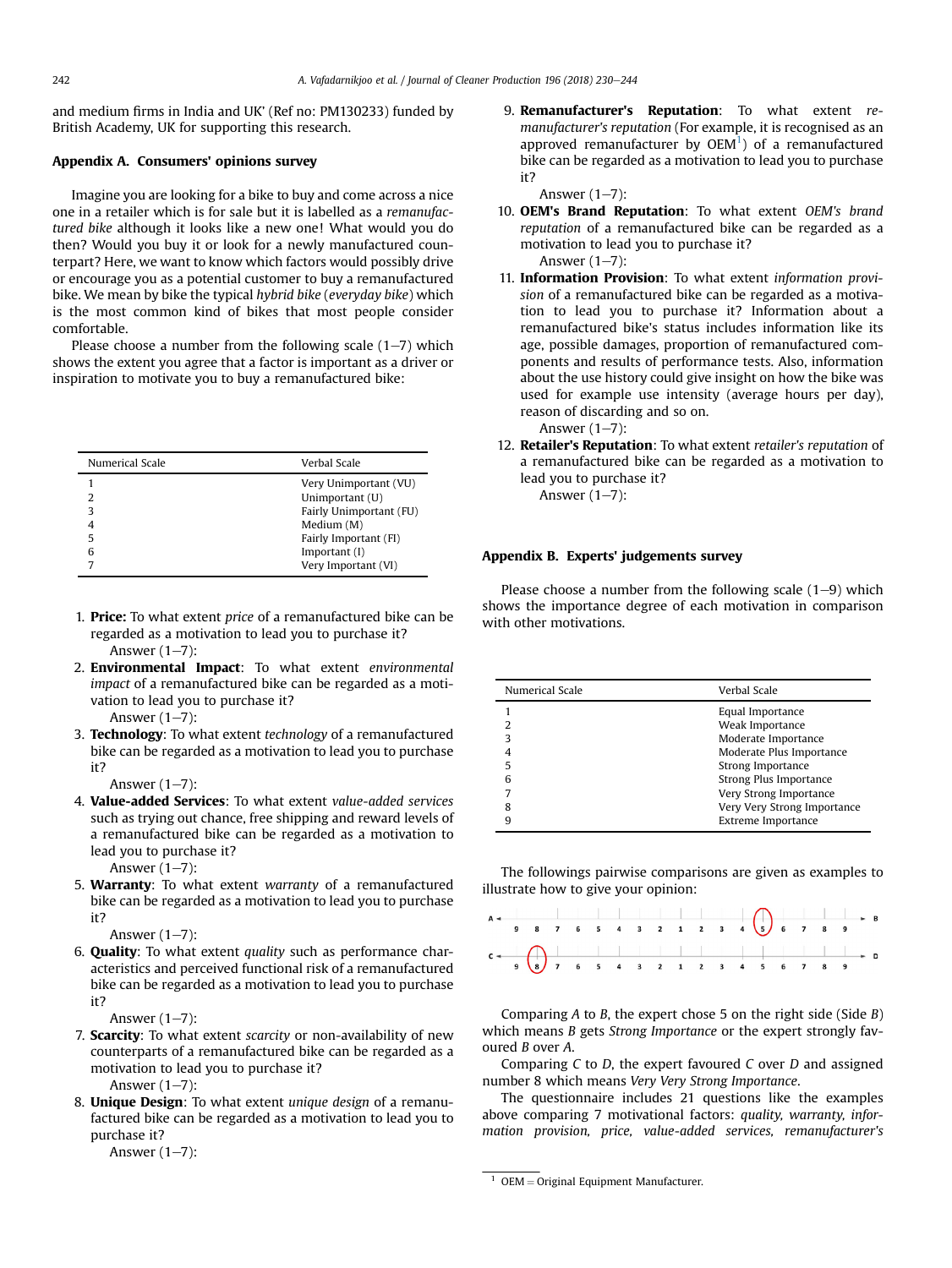and medium firms in India and UK' (Ref no: PM130233) funded by British Academy, UK for supporting this research.

## Appendix A. Consumers' opinions survey

Imagine you are looking for a bike to buy and come across a nice one in a retailer which is for sale but it is labelled as a *remanufactured bike* although it looks like a new one! What would you do then? Would you buy it or look for a newly manufactured counterpart? Here, we want to know which factors would possibly drive or encourage you as a potential customer to buy a remanufactured bike. We mean by bike the typical *hybrid bike* (*everyday bike*) which is the most common kind of bikes that most people consider comfortable.

Please choose a number from the following scale (1–7) which shows the extent you agree that a factor is important as a driver or inspiration to motivate you to buy a remanufactured bike:

| Numerical Scale | Verbal Scale |
|---|---|
| 1 | Very Unimportant (VU) |
| 2 | Unimportant (U) |
| 3 | Fairly Unimportant (FU) |
| 4 | Medium (M) |
| 5 | Fairly Important (FI) |
| 6 | Important (I) |
| 7 | Very Important (VI) |

1. **Price:** To what extent *price* of a remanufactured bike can be regarded as a motivation to lead you to purchase it?
   Answer (1–7):
2. **Environmental Impact**: To what extent *environmental impact* of a remanufactured bike can be regarded as a motivation to lead you to purchase it?
   Answer (1–7):
3. **Technology**: To what extent *technology* of a remanufactured bike can be regarded as a motivation to lead you to purchase it?
   Answer (1–7):
4. **Value-added Services**: To what extent *value-added services* such as trying out chance, free shipping and reward levels of a remanufactured bike can be regarded as a motivation to lead you to purchase it?
   Answer (1–7):
5. **Warranty**: To what extent *warranty* of a remanufactured bike can be regarded as a motivation to lead you to purchase it?
   Answer (1–7):
6. **Quality**: To what extent *quality* such as performance characteristics and perceived functional risk of a remanufactured bike can be regarded as a motivation to lead you to purchase it?
   Answer (1–7):
7. **Scarcity**: To what extent *scarcity* or non-availability of new counterparts of a remanufactured bike can be regarded as a motivation to lead you to purchase it?
   Answer (1–7):
8. **Unique Design**: To what extent *unique design* of a remanufactured bike can be regarded as a motivation to lead you to purchase it?
   Answer (1–7):
9. **Remanufacturer's Reputation**: To what extent *remanufacturer's reputation* (For example, it is recognised as an approved remanufacturer by OEM[1]) of a remanufactured bike can be regarded as a motivation to lead you to purchase it?
   Answer (1–7):
10. **OEM's Brand Reputation**: To what extent *OEM's brand reputation* of a remanufactured bike can be regarded as a motivation to lead you to purchase it?
    Answer (1–7):
11. **Information Provision**: To what extent *information provision* of a remanufactured bike can be regarded as a motivation to lead you to purchase it? Information about a remanufactured bike's status includes information like its age, possible damages, proportion of remanufactured components and results of performance tests. Also, information about the use history could give insight on how the bike was used for example use intensity (average hours per day), reason of discarding and so on.
    Answer (1–7):
12. **Retailer's Reputation**: To what extent *retailer's reputation* of a remanufactured bike can be regarded as a motivation to lead you to purchase it?
    Answer (1–7):

## Appendix B. Experts' judgements survey

Please choose a number from the following scale (1–9) which shows the importance degree of each motivation in comparison with other motivations.

| Numerical Scale | Verbal Scale |
|---|---|
| 1 | Equal Importance |
| 2 | Weak Importance |
| 3 | Moderate Importance |
| 4 | Moderate Plus Importance |
| 5 | Strong Importance |
| 6 | Strong Plus Importance |
| 7 | Very Strong Importance |
| 8 | Very Very Strong Importance |
| 9 | Extreme Importance |

The followings pairwise comparisons are given as examples to illustrate how to give your opinion:

A ← 9 8 7 6 5 4 3 2 1 2 3 4 (5) 6 7 8 9 → B

C ← 9 (8) 7 6 5 4 3 2 1 2 3 4 5 6 7 8 9 → D

Comparing *A* to *B*, the expert chose 5 on the right side (Side *B*) which means *B* gets *Strong Importance* or the expert strongly favoured *B* over *A*.

Comparing *C* to *D*, the expert favoured *C* over *D* and assigned number 8 which means *Very Very Strong Importance*.

The questionnaire includes 21 questions like the examples above comparing 7 motivational factors: *quality, warranty, information provision, price, value-added services, remanufacturer's*

[1] OEM = Original Equipment Manufacturer.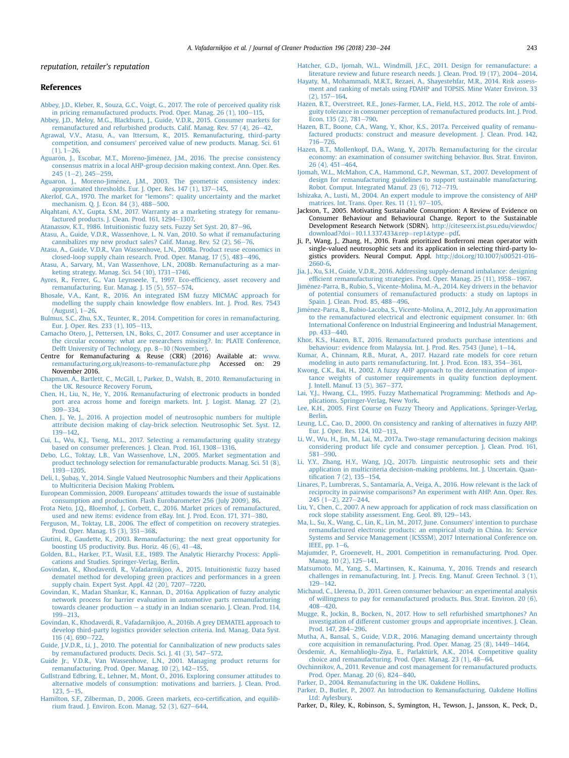reputation, retailer's reputation

## References

Abbey, J.D., Kleber, R., Souza, G.C., Voigt, G., 2017. The role of perceived quality risk in pricing remanufactured products. Prod. Oper. Manag. 26 (1), 100–115.

Abbey, J.D., Meloy, M.G., Blackburn, J., Guide, V.D.R., 2015. Consumer markets for remanufactured and refurbished products. Calif. Manag. Rev. 57 (4), 26–42.

Agrawal, V.V., Atasu, A., van Ittersum, K., 2015. Remanufacturing, third-party competition, and consumers' perceived value of new products. Manag. Sci. 61 (1), 1–26.

Aguarón, J., Escobar, M.T., Moreno-Jiménez, J.M., 2016. The precise consistency consensus matrix in a local AHP-group decision making context. Ann. Oper. Res. 245 (1–2), 245–259.

Aguaron, J., Moreno-Jiménez, J.M., 2003. The geometric consistency index: approximated thresholds. Eur. J. Oper. Res. 147 (1), 137–145.

Akerlof, G.A., 1970. The market for "lemons": quality uncertainty and the market mechanism. Q. J. Econ. 84 (3), 488–500.

Alqahtani, A.Y., Gupta, S.M., 2017. Warranty as a marketing strategy for remanufactured products. J. Clean. Prod. 161, 1294–1307.

Atanassov, K.T., 1986. Intuitionistic fuzzy sets. Fuzzy Set Syst. 20, 87–96.

Atasu, A., Guide, V.D.R., Wassenhove, L. N. Van, 2010. So what if remanufacturing cannibalizes my new product sales? Calif. Manag. Rev. 52 (2), 56–76.

Atasu, A., Guide, V.D.R., Van Wassenhove, L.N., 2008a. Product reuse economics in closed-loop supply chain research. Prod. Oper. Manag. 17 (5), 483–496.

Atasu, A., Sarvary, M., Van Wassenhove, L.N., 2008b. Remanufacturing as a marketing strategy. Manag. Sci. 54 (10), 1731–1746.

Ayres, R., Ferrer, G., Van Leynseele, T., 1997. Eco-efficiency, asset recovery and remanufacturing. Eur. Manag. J. 15 (5), 557–574.

Bhosale, V.A., Kant, R., 2016. An integrated ISM fuzzy MICMAC approach for modelling the supply chain knowledge flow enablers. Int. J. Prod. Res. 7543 (August), 1–26.

Bulmus, S.C., Zhu, S.X., Teunter, R., 2014. Competition for cores in remanufacturing. Eur. J. Oper. Res. 233 (1), 105–113.

Camacho Otero, J., Pettersen, I.N., Boks, C., 2017. Consumer and user acceptance in the circular economy: what are researchers missing?. In: PLATE Conference, Delft University of Technology, pp. 8–10 (November).

Centre for Remanufacturing & Reuse (CRR) (2016) Available at: www.remanufacturing.org.uk/reasons-to-remanufacture.php Accessed on: 29 November 2016.

Chapman, A., Bartlett, C., McGill, I., Parker, D., Walsh, B., 2010. Remanufacturing in the UK. Resource Recovery Forum.

Chen, H., Liu, N., He, Y., 2016. Remanufacturing of electronic products in bonded port area across home and foreign markets. Int. J. Logist. Manag. 27 (2), 309–334.

Chen, J., Ye, J., 2016. A projection model of neutrosophic numbers for multiple attribute decision making of clay-brick selection. Neutrosophic Set. Syst. 12, 139–142.

Cui, L., Wu, K.J., Tseng, M.L., 2017. Selecting a remanufacturing quality strategy based on consumer preferences. J. Clean. Prod. 161, 1308–1316.

Debo, L.G., Toktay, L.B., Van Wassenhove, L.N., 2005. Market segmentation and product technology selection for remanufacturable products. Manag. Sci. 51 (8), 1193–1205.

Deli, I., Şubaş, Y., 2014. Single Valued Neutrosophic Numbers and their Applications to Multicriteria Decision Making Problem.

European Commission, 2009. Europeans' attitudes towards the issue of sustainable consumption and production. Flash Eurobarometer 256 (July 2009), 86.

Frota Neto, J.Q., Bloemhof, J., Corbett, C., 2016. Market prices of remanufactured, used and new items: evidence from eBay. Int. J. Prod. Econ. 171, 371–380.

Ferguson, M., Toktay, L.B., 2006. The effect of competition on recovery strategies. Prod. Oper. Manag. 15 (3), 351–368.

Giutini, R., Gaudette, K., 2003. Remanufacturing: the next great opportunity for boosting US productivity. Bus. Horiz. 46 (6), 41–48.

Golden, B.L., Harker, P.T., Wasil, E.E., 1989. The Analytic Hierarchy Process: Applications and Studies. Springer-Verlag, Berlin.

Govindan, K., Khodaverdi, R., Vafadarnikjoo, A., 2015. Intuitionistic fuzzy based dematel method for developing green practices and performances in a green supply chain. Expert Syst. Appl. 42 (20), 7207–7220.

Govindan, K., Madan Shankar, K., Kannan, D., 2016a. Application of fuzzy analytic network process for barrier evaluation in automotive parts remanufacturing towards cleaner production – a study in an Indian scenario. J. Clean. Prod. 114, 199–213.

Govindan, K., Khodaverdi, R., Vafadarnikjoo, A., 2016b. A grey DEMATEL approach to develop third-party logistics provider selection criteria. Ind. Manag. Data Syst. 116 (4), 690–722.

Guide, J.V.D.R., Li, J., 2010. The potential for Cannibalization of new products sales by remanufactured products. Decis. Sci. J. 41 (3), 547–572.

Guide Jr., V.D.R., Van Wassenhove, L.N., 2001. Managing product returns for remanufacturing. Prod. Oper. Manag. 10 (2), 142–155.

Gullstrand Edbring, E., Lehner, M., Mont, O., 2016. Exploring consumer attitudes to alternative models of consumption: motivations and barriers. J. Clean. Prod. 123, 5–15.

Hamilton, S.F., Zilberman, D., 2006. Green markets, eco-certification, and equilibrium fraud. J. Environ. Econ. Manag. 52 (3), 627–644.

Hatcher, G.D., Ijomah, W.L., Windmill, J.F.C., 2011. Design for remanufacture: a literature review and future research needs. J. Clean. Prod. 19 (17), 2004–2014.

Hayaty, M., Mohammadi, M.R.T., Rezaei, A., Shayestehfar, M.R., 2014. Risk assessment and ranking of metals using FDAHP and TOPSIS. Mine Water Environ. 33 (2), 157–164.

Hazen, B.T., Overstreet, R.E., Jones-Farmer, L.A., Field, H.S., 2012. The role of ambiguity tolerance in consumer perception of remanufactured products. Int. J. Prod. Econ. 135 (2), 781–790.

Hazen, B.T., Boone, C.A., Wang, Y., Khor, K.S., 2017a. Perceived quality of remanufactured products: construct and measure development. J. Clean. Prod. 142, 716–726.

Hazen, B.T., Mollenkopf, D.A., Wang, Y., 2017b. Remanufacturing for the circular economy: an examination of consumer switching behavior. Bus. Strat. Environ. 26 (4), 451–464.

Ijomah, W.L., McMahon, C.A., Hammond, G.P., Newman, S.T., 2007. Development of design for remanufacturing guidelines to support sustainable manufacturing. Robot. Comput. Integrated Manuf. 23 (6), 712–719.

Ishizaka, A., Lusti, M., 2004. An expert module to improve the consistency of AHP matrices. Int. Trans. Oper. Res. 11 (1), 97–105.

Jackson, T., 2005. Motivating Sustainable Consumption: A Review of Evidence on Consumer Behaviour and Behavioural Change. Report to the Sustainable Development Research Network (SDRN). http://citeseerx.ist.psu.edu/viewdoc/download?doi=10.1.1.337.433&rep=rep1&type=pdf.

Ji, P., Wang, J., Zhang, H., 2016. Frank prioritized Bonferroni mean operator with single-valued neutrosophic sets and its application in selecting third-party logistics providers. Neural Comput. Appl. http://doi.org/10.1007/s00521-016-2660-6.

Jia, J., Xu, S.H., Guide, V.D.R., 2016. Addressing supply-demand imbalance: designing efficient remanufacturing strategies. Prod. Oper. Manag. 25 (11), 1958–1967.

Jiménez-Parra, B., Rubio, S., Vicente-Molina, M.-A., 2014. Key drivers in the behavior of potential consumers of remanufactured products: a study on laptops in Spain. J. Clean. Prod. 85, 488–496.

Jiménez-Parra, B., Rubio-Lacoba, S., Vicente-Molina, A., 2012, July. An approximation to the remanufactured electrical and electronic equipment consumer. In: 6th International Conference on Industrial Engineering and Industrial Management, pp. 433–440.

Khor, K.S., Hazen, B.T., 2016. Remanufactured products purchase intentions and behaviour: evidence from Malaysia. Int. J. Prod. Res. 7543 (June), 1–14.

Kumar, A., Chinnam, R.B., Murat, A., 2017. Hazard rate models for core return modeling in auto parts remanufacturing. Int. J. Prod. Econ. 183, 354–361.

Kwong, C.K., Bai, H., 2002. A fuzzy AHP approach to the determination of importance weights of customer requirements in quality function deployment. J. Intell. Manuf. 13 (5), 367–377.

Lai, Y.J., Hwang, C.L., 1995. Fuzzy Mathematical Programming: Methods and Applications. Springer-Verlag, New York.

Lee, K.H., 2005. First Course on Fuzzy Theory and Applications. Springer-Verlag, Berlin.

Leung, L.C., Cao, D., 2000. On consistency and ranking of alternatives in fuzzy AHP. Eur. J. Oper. Res. 124, 102–113.

Li, W., Wu, H., Jin, M., Lai, M., 2017a. Two-stage remanufacturing decision makings considering product life cycle and consumer perception. J. Clean. Prod. 161, 581–590.

Li, Y.Y., Zhang, H.Y., Wang, J.Q., 2017b. Linguistic neutrosophic sets and their application in multicriteria decision-making problems. Int. J. Uncertain. Quantification 7 (2), 135–154.

Linares, P., Lumbreras, S., Santamaría, A., Veiga, A., 2016. How relevant is the lack of reciprocity in pairwise comparisons? An experiment with AHP. Ann. Oper. Res. 245 (1–2), 227–244.

Liu, Y., Chen, C., 2007. A new approach for application of rock mass classification on rock slope stability assessment. Eng. Geol. 89, 129–143.

Ma, L., Su, X., Wang, C., Lin, K., Lin, M., 2017, June. Consumers' intention to purchase remanufactured electronic products: an empirical study in China. In: Service Systems and Service Management (ICSSSM), 2017 International Conference on. IEEE, pp. 1–6.

Majumder, P., Groenevelt, H., 2001. Competition in remanufacturing. Prod. Oper. Manag. 10 (2), 125–141.

Matsumoto, M., Yang, S., Martinsen, K., Kainuma, Y., 2016. Trends and research challenges in remanufacturing. Int. J. Precis. Eng. Manuf. Green Technol. 3 (1), 129–142.

Michaud, C., Llerena, D., 2011. Green consumer behaviour: an experimental analysis of willingness to pay for remanufactured products. Bus. Strat. Environ. 20 (6), 408–420.

Mugge, R., Jockin, B., Bocken, N., 2017. How to sell refurbished smartphones? An investigation of different customer groups and appropriate incentives. J. Clean. Prod. 147, 284–296.

Mutha, A., Bansal, S., Guide, V.D.R., 2016. Managing demand uncertainty through core acquisition in remanufacturing. Prod. Oper. Manag. 25 (8), 1449–1464.

Örsdemir, A., Kemahlioğlu-Ziya, E., Parlaktürk, A.K., 2014. Competitive quality choice and remanufacturing. Prod. Oper. Manag. 23 (1), 48–64.

Ovchinnikov, A., 2011. Revenue and cost management for remanufactured products. Prod. Oper. Manag. 20 (6), 824–840.

Parker, D., 2004. Remanufacturing in the UK. Oakdene Hollins.

Parker, D., Butler, P., 2007. An Introduction to Remanufacturing. Oakdene Hollins Ltd: Aylesbury.

Parker, D., Riley, K., Robinson, S., Symington, H., Tewson, J., Jansson, K., Peck, D.,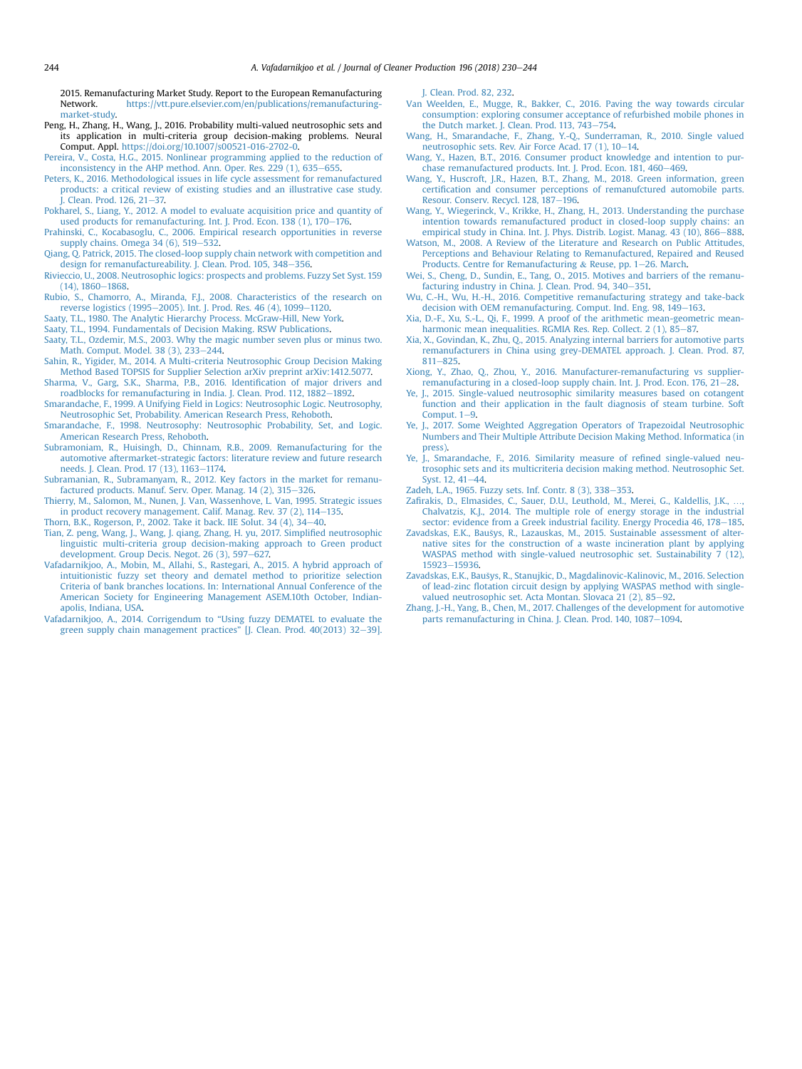2015. Remanufacturing Market Study. Report to the European Remanufacturing Network. https://vtt.pure.elsevier.com/en/publications/remanufacturing-market-study.

Peng, H., Zhang, H., Wang, J., 2016. Probability multi-valued neutrosophic sets and its application in multi-criteria group decision-making problems. Neural Comput. Appl. https://doi.org/10.1007/s00521-016-2702-0.

Pereira, V., Costa, H.G., 2015. Nonlinear programming applied to the reduction of inconsistency in the AHP method. Ann. Oper. Res. 229 (1), 635–655.

Peters, K., 2016. Methodological issues in life cycle assessment for remanufactured products: a critical review of existing studies and an illustrative case study. J. Clean. Prod. 126, 21–37.

Pokharel, S., Liang, Y., 2012. A model to evaluate acquisition price and quantity of used products for remanufacturing. Int. J. Prod. Econ. 138 (1), 170–176.

Prahinski, C., Kocabasoglu, C., 2006. Empirical research opportunities in reverse supply chains. Omega 34 (6), 519–532.

Qiang, Q. Patrick, 2015. The closed-loop supply chain network with competition and design for remanufactureability. J. Clean. Prod. 105, 348–356.

Rivieccio, U., 2008. Neutrosophic logics: prospects and problems. Fuzzy Set Syst. 159 (14), 1860–1868.

Rubio, S., Chamorro, A., Miranda, F.J., 2008. Characteristics of the research on reverse logistics (1995–2005). Int. J. Prod. Res. 46 (4), 1099–1120.

Saaty, T.L., 1980. The Analytic Hierarchy Process. McGraw-Hill, New York.

Saaty, T.L., 1994. Fundamentals of Decision Making. RSW Publications.

Saaty, T.L., Ozdemir, M.S., 2003. Why the magic number seven plus or minus two. Math. Comput. Model. 38 (3), 233–244.

Sahin, R., Yigider, M., 2014. A Multi-criteria Neutrosophic Group Decision Making Method Based TOPSIS for Supplier Selection arXiv preprint arXiv:1412.5077.

Sharma, V., Garg, S.K., Sharma, P.B., 2016. Identification of major drivers and roadblocks for remanufacturing in India. J. Clean. Prod. 112, 1882–1892.

Smarandache, F., 1999. A Unifying Field in Logics: Neutrosophic Logic. Neutrosophy, Neutrosophic Set, Probability. American Research Press, Rehoboth.

Smarandache, F., 1998. Neutrosophy: Neutrosophic Probability, Set, and Logic. American Research Press, Rehoboth.

Subramoniam, R., Huisingh, D., Chinnam, R.B., 2009. Remanufacturing for the automotive aftermarket-strategic factors: literature review and future research needs. J. Clean. Prod. 17 (13), 1163–1174.

Subramanian, R., Subramanyam, R., 2012. Key factors in the market for remanufactured products. Manuf. Serv. Oper. Manag. 14 (2), 315–326.

Thierry, M., Salomon, M., Nunen, J. Van, Wassenhove, L. Van, 1995. Strategic issues in product recovery management. Calif. Manag. Rev. 37 (2), 114–135.

Thorn, B.K., Rogerson, P., 2002. Take it back. IIE Solut. 34 (4), 34–40.

Tian, Z. peng, Wang, J., Wang, J. qiang, Zhang, H. yu, 2017. Simplified neutrosophic linguistic multi-criteria group decision-making approach to Green product development. Group Decis. Negot. 26 (3), 597–627.

Vafadarnikjoo, A., Mobin, M., Allahi, S., Rastegari, A., 2015. A hybrid approach of intuitionistic fuzzy set theory and dematel method to prioritize selection Criteria of bank branches locations. In: International Annual Conference of the American Society for Engineering Management ASEM.10th October, Indianapolis, Indiana, USA.

Vafadarnikjoo, A., 2014. Corrigendum to "Using fuzzy DEMATEL to evaluate the green supply chain management practices" [J. Clean. Prod. 40(2013) 32–39]. J. Clean. Prod. 82, 232.

Van Weelden, E., Mugge, R., Bakker, C., 2016. Paving the way towards circular consumption: exploring consumer acceptance of refurbished mobile phones in the Dutch market. J. Clean. Prod. 113, 743–754.

Wang, H., Smarandache, F., Zhang, Y.-Q., Sunderraman, R., 2010. Single valued neutrosophic sets. Rev. Air Force Acad. 17 (1), 10–14.

Wang, Y., Hazen, B.T., 2016. Consumer product knowledge and intention to purchase remanufactured products. Int. J. Prod. Econ. 181, 460–469.

Wang, Y., Huscroft, J.R., Hazen, B.T., Zhang, M., 2018. Green information, green certification and consumer perceptions of remanufctured automobile parts. Resour. Conserv. Recycl. 128, 187–196.

Wang, Y., Wiegerinck, V., Krikke, H., Zhang, H., 2013. Understanding the purchase intention towards remanufactured product in closed-loop supply chains: an empirical study in China. Int. J. Phys. Distrib. Logist. Manag. 43 (10), 866–888.

Watson, M., 2008. A Review of the Literature and Research on Public Attitudes, Perceptions and Behaviour Relating to Remanufactured, Repaired and Reused Products. Centre for Remanufacturing & Reuse, pp. 1–26. March.

Wei, S., Cheng, D., Sundin, E., Tang, O., 2015. Motives and barriers of the remanufacturing industry in China. J. Clean. Prod. 94, 340–351.

Wu, C.-H., Wu, H.-H., 2016. Competitive remanufacturing strategy and take-back decision with OEM remanufacturing. Comput. Ind. Eng. 98, 149–163.

Xia, D.-F., Xu, S.-L., Qi, F., 1999. A proof of the arithmetic mean-geometric mean-harmonic mean inequalities. RGMIA Res. Rep. Collect. 2 (1), 85–87.

Xia, X., Govindan, K., Zhu, Q., 2015. Analyzing internal barriers for automotive parts remanufacturers in China using grey-DEMATEL approach. J. Clean. Prod. 87, 811–825.

Xiong, Y., Zhao, Q., Zhou, Y., 2016. Manufacturer-remanufacturing vs supplier-remanufacturing in a closed-loop supply chain. Int. J. Prod. Econ. 176, 21–28.

Ye, J., 2015. Single-valued neutrosophic similarity measures based on cotangent function and their application in the fault diagnosis of steam turbine. Soft Comput. 1–9.

Ye, J., 2017. Some Weighted Aggregation Operators of Trapezoidal Neutrosophic Numbers and Their Multiple Attribute Decision Making Method. Informatica (in press).

Ye, J., Smarandache, F., 2016. Similarity measure of refined single-valued neutrosophic sets and its multicriteria decision making method. Neutrosophic Set. Syst. 12, 41–44.

Zadeh, L.A., 1965. Fuzzy sets. Inf. Contr. 8 (3), 338–353.

Zafirakis, D., Elmasides, C., Sauer, D.U., Leuthold, M., Merei, G., Kaldellis, J.K., …, Chalvatzis, K.J., 2014. The multiple role of energy storage in the industrial sector: evidence from a Greek industrial facility. Energy Procedia 46, 178–185.

Zavadskas, E.K., Baušys, R., Lazauskas, M., 2015. Sustainable assessment of alternative sites for the construction of a waste incineration plant by applying WASPAS method with single-valued neutrosophic set. Sustainability 7 (12), 15923–15936.

Zavadskas, E.K., Baušys, R., Stanujkic, D., Magdalinovic-Kalinovic, M., 2016. Selection of lead-zinc flotation circuit design by applying WASPAS method with single-valued neutrosophic set. Acta Montan. Slovaca 21 (2), 85–92.

Zhang, J.-H., Yang, B., Chen, M., 2017. Challenges of the development for automotive parts remanufacturing in China. J. Clean. Prod. 140, 1087–1094.